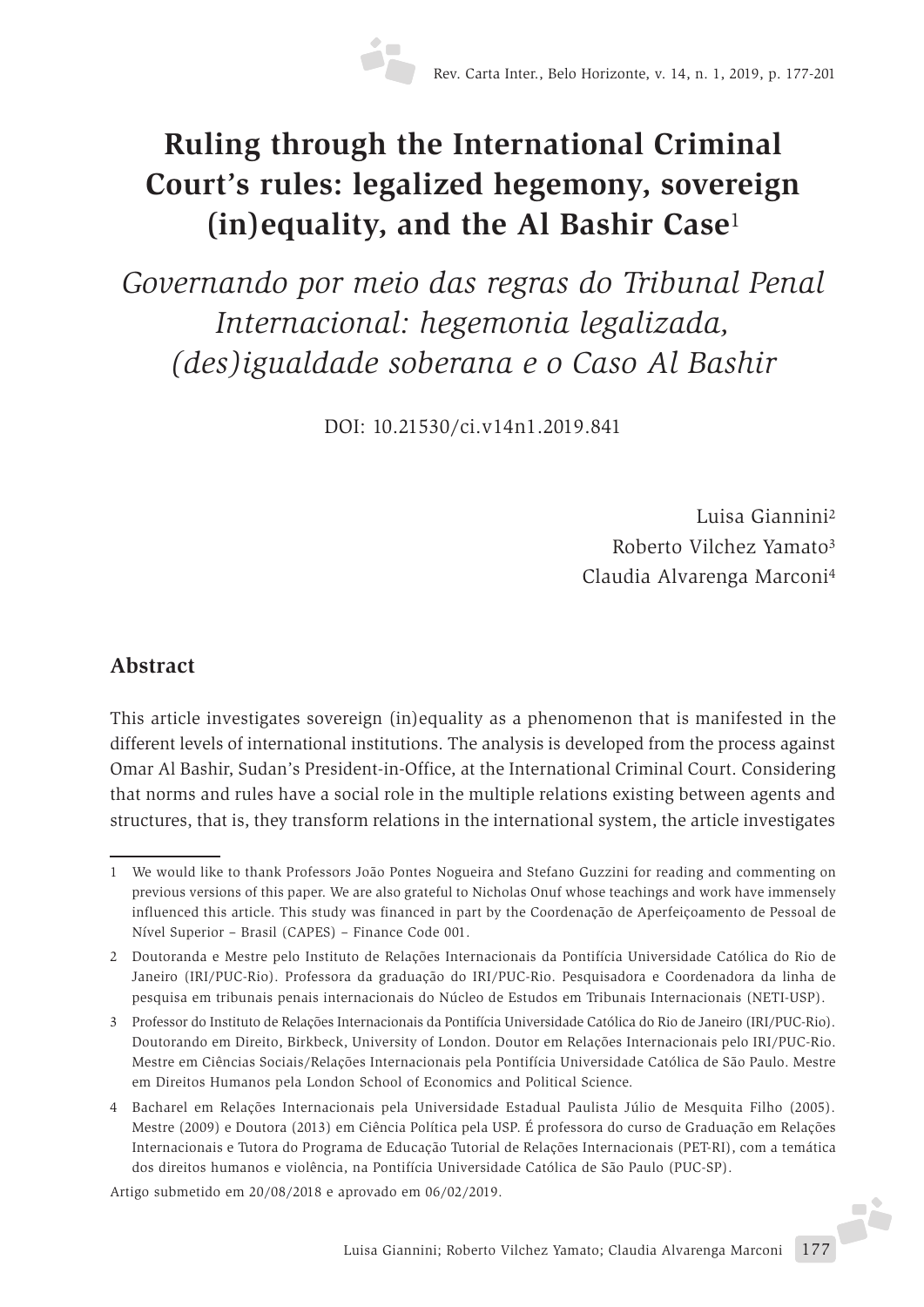# Ruling through the International Criminal Court's rules: legalized hegemony, sovereign (in)equality, and the Al Bashir Case[1]

## *Governando por meio das regras do Tribunal Penal Internacional: hegemonia legalizada, (des)igualdade soberana e o Caso Al Bashir*

DOI: 10.21530/ci.v14n1.2019.841

Luisa Giannini[2]
Roberto Vilchez Yamato[3]
Claudia Alvarenga Marconi[4]

### Abstract

This article investigates sovereign (in)equality as a phenomenon that is manifested in the different levels of international institutions. The analysis is developed from the process against Omar Al Bashir, Sudan's President-in-Office, at the International Criminal Court. Considering that norms and rules have a social role in the multiple relations existing between agents and structures, that is, they transform relations in the international system, the article investigates

---

1 We would like to thank Professors João Pontes Nogueira and Stefano Guzzini for reading and commenting on previous versions of this paper. We are also grateful to Nicholas Onuf whose teachings and work have immensely influenced this article. This study was financed in part by the Coordenação de Aperfeiçoamento de Pessoal de Nível Superior – Brasil (CAPES) – Finance Code 001.

2 Doutoranda e Mestre pelo Instituto de Relações Internacionais da Pontifícia Universidade Católica do Rio de Janeiro (IRI/PUC-Rio). Professora da graduação do IRI/PUC-Rio. Pesquisadora e Coordenadora da linha de pesquisa em tribunais penais internacionais do Núcleo de Estudos em Tribunais Internacionais (NETI-USP).

3 Professor do Instituto de Relações Internacionais da Pontifícia Universidade Católica do Rio de Janeiro (IRI/PUC-Rio). Doutorando em Direito, Birkbeck, University of London. Doutor em Relações Internacionais pelo IRI/PUC-Rio. Mestre em Ciências Sociais/Relações Internacionais pela Pontifícia Universidade Católica de São Paulo. Mestre em Direitos Humanos pela London School of Economics and Political Science.

4 Bacharel em Relações Internacionais pela Universidade Estadual Paulista Júlio de Mesquita Filho (2005). Mestre (2009) e Doutora (2013) em Ciência Política pela USP. É professora do curso de Graduação em Relações Internacionais e Tutora do Programa de Educação Tutorial de Relações Internacionais (PET-RI), com a temática dos direitos humanos e violência, na Pontifícia Universidade Católica de São Paulo (PUC-SP).

Artigo submetido em 20/08/2018 e aprovado em 06/02/2019.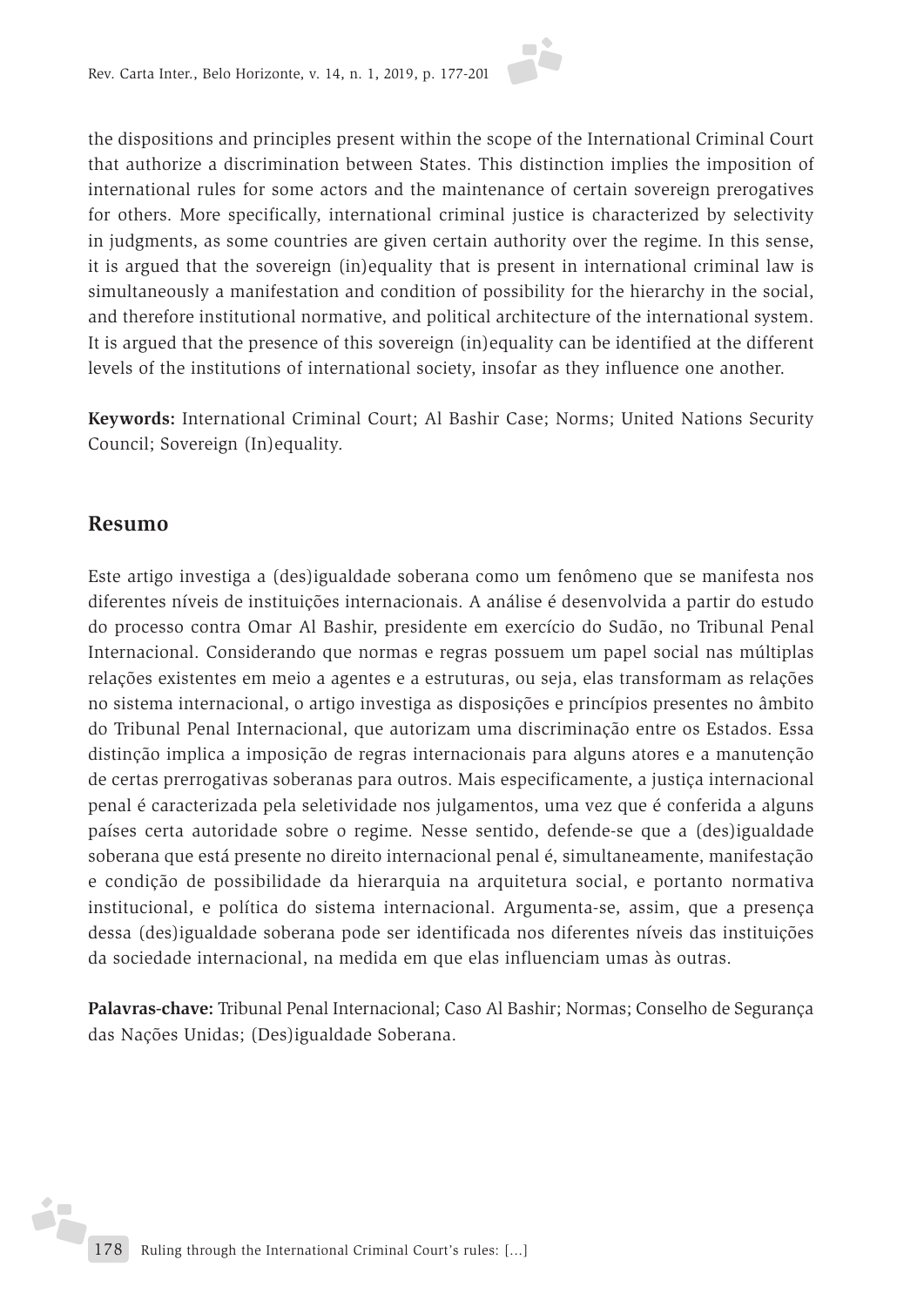the dispositions and principles present within the scope of the International Criminal Court that authorize a discrimination between States. This distinction implies the imposition of international rules for some actors and the maintenance of certain sovereign prerogatives for others. More specifically, international criminal justice is characterized by selectivity in judgments, as some countries are given certain authority over the regime. In this sense, it is argued that the sovereign (in)equality that is present in international criminal law is simultaneously a manifestation and condition of possibility for the hierarchy in the social, and therefore institutional normative, and political architecture of the international system. It is argued that the presence of this sovereign (in)equality can be identified at the different levels of the institutions of international society, insofar as they influence one another.

**Keywords:** International Criminal Court; Al Bashir Case; Norms; United Nations Security Council; Sovereign (In)equality.

## Resumo

Este artigo investiga a (des)igualdade soberana como um fenômeno que se manifesta nos diferentes níveis de instituições internacionais. A análise é desenvolvida a partir do estudo do processo contra Omar Al Bashir, presidente em exercício do Sudão, no Tribunal Penal Internacional. Considerando que normas e regras possuem um papel social nas múltiplas relações existentes em meio a agentes e a estruturas, ou seja, elas transformam as relações no sistema internacional, o artigo investiga as disposições e princípios presentes no âmbito do Tribunal Penal Internacional, que autorizam uma discriminação entre os Estados. Essa distinção implica a imposição de regras internacionais para alguns atores e a manutenção de certas prerrogativas soberanas para outros. Mais especificamente, a justiça internacional penal é caracterizada pela seletividade nos julgamentos, uma vez que é conferida a alguns países certa autoridade sobre o regime. Nesse sentido, defende-se que a (des)igualdade soberana que está presente no direito internacional penal é, simultaneamente, manifestação e condição de possibilidade da hierarquia na arquitetura social, e portanto normativa institucional, e política do sistema internacional. Argumenta-se, assim, que a presença dessa (des)igualdade soberana pode ser identificada nos diferentes níveis das instituições da sociedade internacional, na medida em que elas influenciam umas às outras.

**Palavras-chave:** Tribunal Penal Internacional; Caso Al Bashir; Normas; Conselho de Segurança das Nações Unidas; (Des)igualdade Soberana.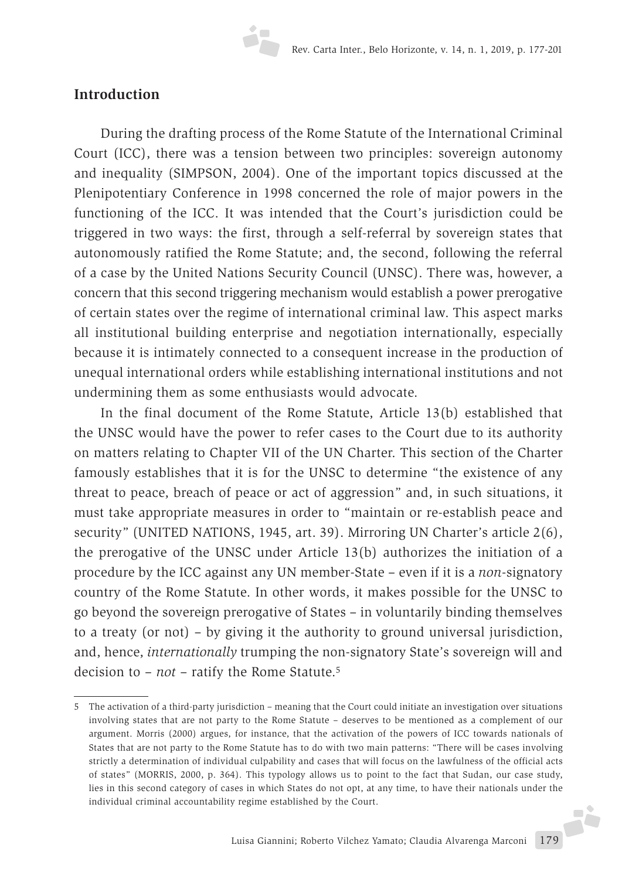## Introduction

During the drafting process of the Rome Statute of the International Criminal Court (ICC), there was a tension between two principles: sovereign autonomy and inequality (SIMPSON, 2004). One of the important topics discussed at the Plenipotentiary Conference in 1998 concerned the role of major powers in the functioning of the ICC. It was intended that the Court's jurisdiction could be triggered in two ways: the first, through a self-referral by sovereign states that autonomously ratified the Rome Statute; and, the second, following the referral of a case by the United Nations Security Council (UNSC). There was, however, a concern that this second triggering mechanism would establish a power prerogative of certain states over the regime of international criminal law. This aspect marks all institutional building enterprise and negotiation internationally, especially because it is intimately connected to a consequent increase in the production of unequal international orders while establishing international institutions and not undermining them as some enthusiasts would advocate.

In the final document of the Rome Statute, Article 13(b) established that the UNSC would have the power to refer cases to the Court due to its authority on matters relating to Chapter VII of the UN Charter. This section of the Charter famously establishes that it is for the UNSC to determine "the existence of any threat to peace, breach of peace or act of aggression" and, in such situations, it must take appropriate measures in order to "maintain or re-establish peace and security" (UNITED NATIONS, 1945, art. 39). Mirroring UN Charter's article 2(6), the prerogative of the UNSC under Article 13(b) authorizes the initiation of a procedure by the ICC against any UN member-State – even if it is a *non*-signatory country of the Rome Statute. In other words, it makes possible for the UNSC to go beyond the sovereign prerogative of States – in voluntarily binding themselves to a treaty (or not) – by giving it the authority to ground universal jurisdiction, and, hence, *internationally* trumping the non-signatory State's sovereign will and decision to – *not* – ratify the Rome Statute.[5]

---

[5] The activation of a third-party jurisdiction – meaning that the Court could initiate an investigation over situations involving states that are not party to the Rome Statute – deserves to be mentioned as a complement of our argument. Morris (2000) argues, for instance, that the activation of the powers of ICC towards nationals of States that are not party to the Rome Statute has to do with two main patterns: "There will be cases involving strictly a determination of individual culpability and cases that will focus on the lawfulness of the official acts of states" (MORRIS, 2000, p. 364). This typology allows us to point to the fact that Sudan, our case study, lies in this second category of cases in which States do not opt, at any time, to have their nationals under the individual criminal accountability regime established by the Court.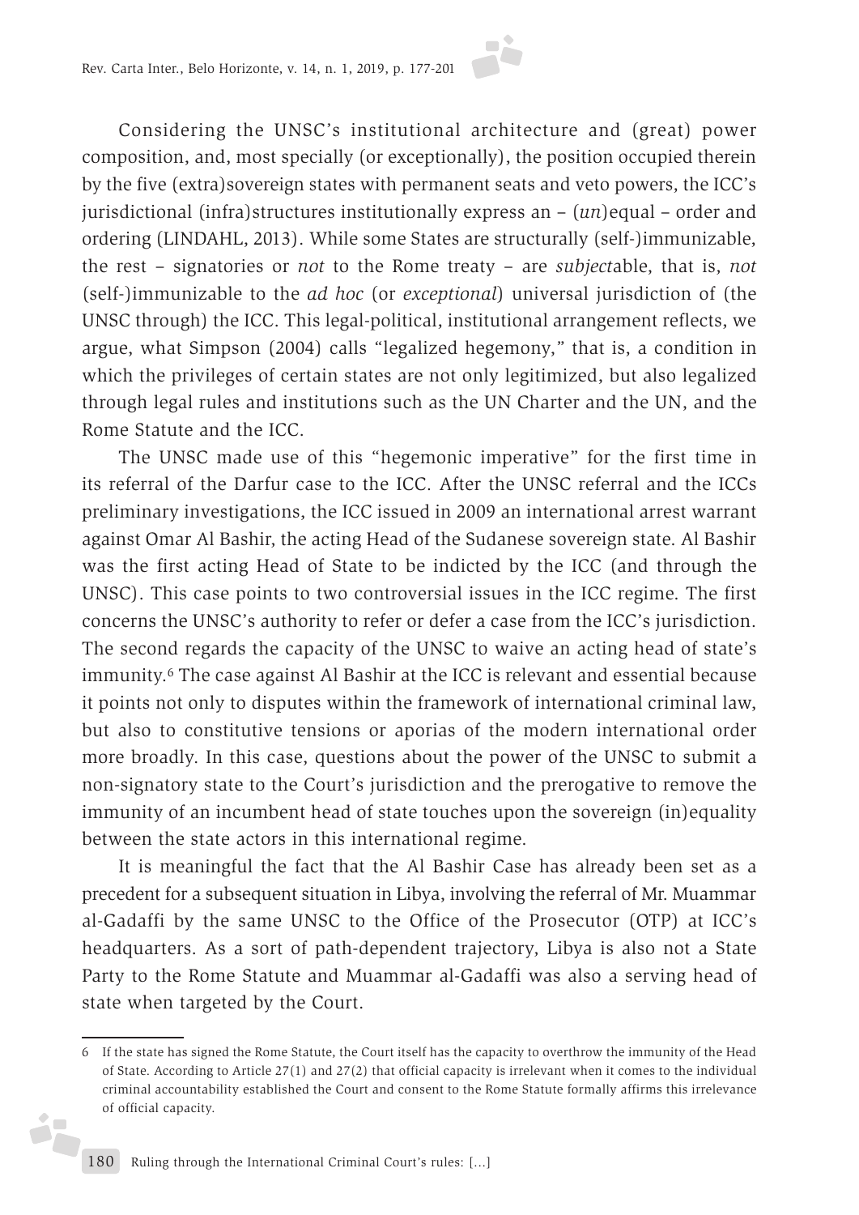Considering the UNSC's institutional architecture and (great) power composition, and, most specially (or exceptionally), the position occupied therein by the five (extra)sovereign states with permanent seats and veto powers, the ICC's jurisdictional (infra)structures institutionally express an – (*un*)equal – order and ordering (LINDAHL, 2013). While some States are structurally (self-)immunizable, the rest – signatories or *not* to the Rome treaty – are *subject*able, that is, *not* (self-)immunizable to the *ad hoc* (or *exceptional*) universal jurisdiction of (the UNSC through) the ICC. This legal-political, institutional arrangement reflects, we argue, what Simpson (2004) calls "legalized hegemony," that is, a condition in which the privileges of certain states are not only legitimized, but also legalized through legal rules and institutions such as the UN Charter and the UN, and the Rome Statute and the ICC.

The UNSC made use of this "hegemonic imperative" for the first time in its referral of the Darfur case to the ICC. After the UNSC referral and the ICCs preliminary investigations, the ICC issued in 2009 an international arrest warrant against Omar Al Bashir, the acting Head of the Sudanese sovereign state. Al Bashir was the first acting Head of State to be indicted by the ICC (and through the UNSC). This case points to two controversial issues in the ICC regime. The first concerns the UNSC's authority to refer or defer a case from the ICC's jurisdiction. The second regards the capacity of the UNSC to waive an acting head of state's immunity.[6] The case against Al Bashir at the ICC is relevant and essential because it points not only to disputes within the framework of international criminal law, but also to constitutive tensions or aporias of the modern international order more broadly. In this case, questions about the power of the UNSC to submit a non-signatory state to the Court's jurisdiction and the prerogative to remove the immunity of an incumbent head of state touches upon the sovereign (in)equality between the state actors in this international regime.

It is meaningful the fact that the Al Bashir Case has already been set as a precedent for a subsequent situation in Libya, involving the referral of Mr. Muammar al-Gadaffi by the same UNSC to the Office of the Prosecutor (OTP) at ICC's headquarters. As a sort of path-dependent trajectory, Libya is also not a State Party to the Rome Statute and Muammar al-Gadaffi was also a serving head of state when targeted by the Court.

---

6 If the state has signed the Rome Statute, the Court itself has the capacity to overthrow the immunity of the Head of State. According to Article 27(1) and 27(2) that official capacity is irrelevant when it comes to the individual criminal accountability established the Court and consent to the Rome Statute formally affirms this irrelevance of official capacity.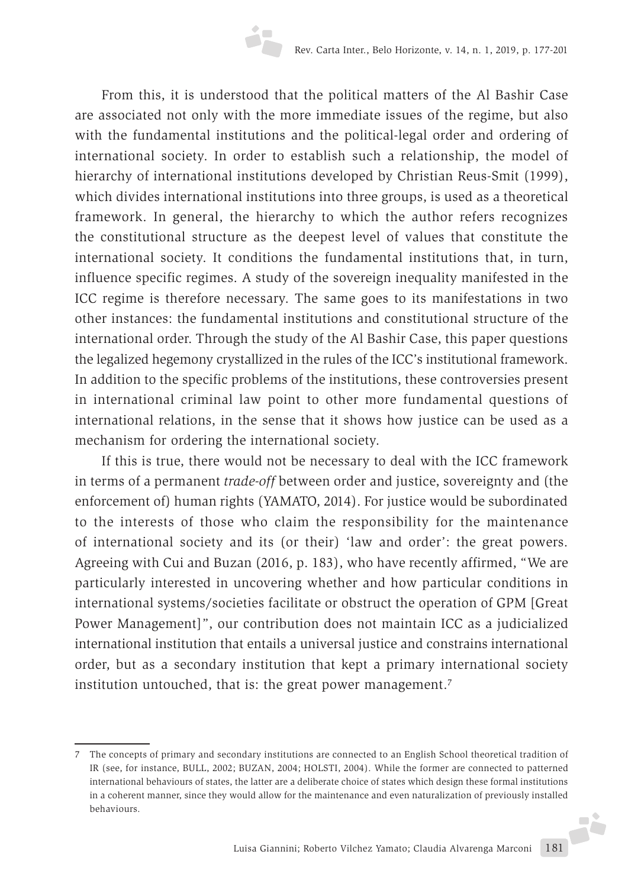From this, it is understood that the political matters of the Al Bashir Case are associated not only with the more immediate issues of the regime, but also with the fundamental institutions and the political-legal order and ordering of international society. In order to establish such a relationship, the model of hierarchy of international institutions developed by Christian Reus-Smit (1999), which divides international institutions into three groups, is used as a theoretical framework. In general, the hierarchy to which the author refers recognizes the constitutional structure as the deepest level of values that constitute the international society. It conditions the fundamental institutions that, in turn, influence specific regimes. A study of the sovereign inequality manifested in the ICC regime is therefore necessary. The same goes to its manifestations in two other instances: the fundamental institutions and constitutional structure of the international order. Through the study of the Al Bashir Case, this paper questions the legalized hegemony crystallized in the rules of the ICC's institutional framework. In addition to the specific problems of the institutions, these controversies present in international criminal law point to other more fundamental questions of international relations, in the sense that it shows how justice can be used as a mechanism for ordering the international society.

If this is true, there would not be necessary to deal with the ICC framework in terms of a permanent *trade-off* between order and justice, sovereignty and (the enforcement of) human rights (YAMATO, 2014). For justice would be subordinated to the interests of those who claim the responsibility for the maintenance of international society and its (or their) 'law and order': the great powers. Agreeing with Cui and Buzan (2016, p. 183), who have recently affirmed, "We are particularly interested in uncovering whether and how particular conditions in international systems/societies facilitate or obstruct the operation of GPM [Great Power Management]", our contribution does not maintain ICC as a judicialized international institution that entails a universal justice and constrains international order, but as a secondary institution that kept a primary international society institution untouched, that is: the great power management.[7]

---

7 The concepts of primary and secondary institutions are connected to an English School theoretical tradition of IR (see, for instance, BULL, 2002; BUZAN, 2004; HOLSTI, 2004). While the former are connected to patterned international behaviours of states, the latter are a deliberate choice of states which design these formal institutions in a coherent manner, since they would allow for the maintenance and even naturalization of previously installed behaviours.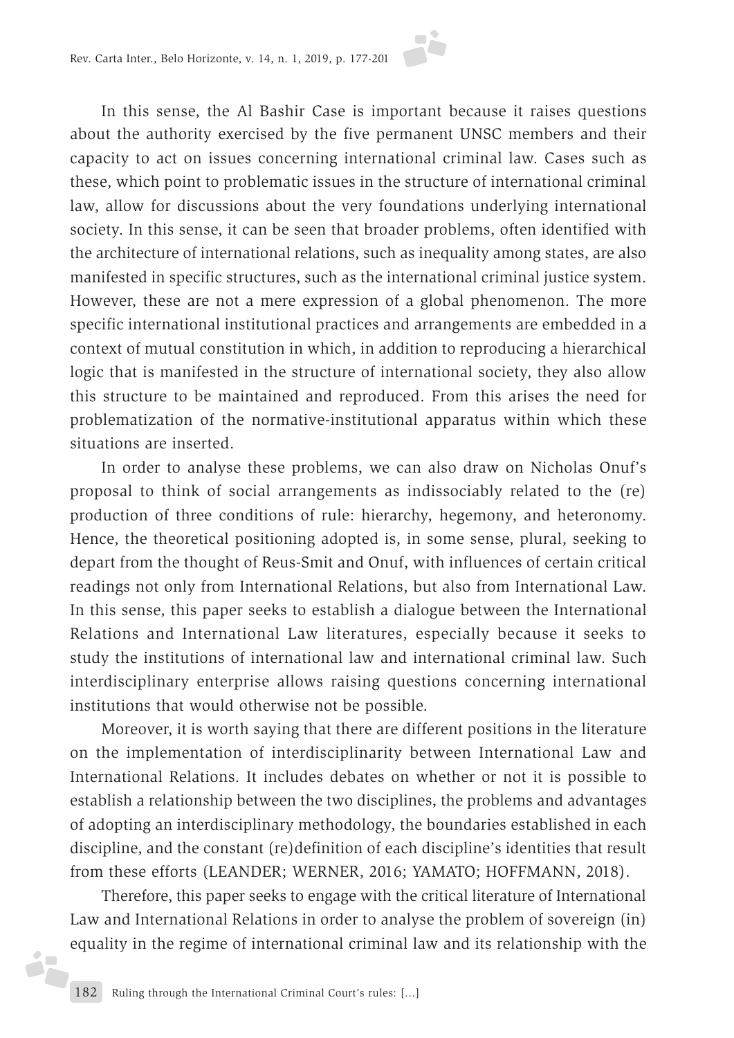In this sense, the Al Bashir Case is important because it raises questions about the authority exercised by the five permanent UNSC members and their capacity to act on issues concerning international criminal law. Cases such as these, which point to problematic issues in the structure of international criminal law, allow for discussions about the very foundations underlying international society. In this sense, it can be seen that broader problems, often identified with the architecture of international relations, such as inequality among states, are also manifested in specific structures, such as the international criminal justice system. However, these are not a mere expression of a global phenomenon. The more specific international institutional practices and arrangements are embedded in a context of mutual constitution in which, in addition to reproducing a hierarchical logic that is manifested in the structure of international society, they also allow this structure to be maintained and reproduced. From this arises the need for problematization of the normative-institutional apparatus within which these situations are inserted.

In order to analyse these problems, we can also draw on Nicholas Onuf's proposal to think of social arrangements as indissociably related to the (re) production of three conditions of rule: hierarchy, hegemony, and heteronomy. Hence, the theoretical positioning adopted is, in some sense, plural, seeking to depart from the thought of Reus-Smit and Onuf, with influences of certain critical readings not only from International Relations, but also from International Law. In this sense, this paper seeks to establish a dialogue between the International Relations and International Law literatures, especially because it seeks to study the institutions of international law and international criminal law. Such interdisciplinary enterprise allows raising questions concerning international institutions that would otherwise not be possible.

Moreover, it is worth saying that there are different positions in the literature on the implementation of interdisciplinarity between International Law and International Relations. It includes debates on whether or not it is possible to establish a relationship between the two disciplines, the problems and advantages of adopting an interdisciplinary methodology, the boundaries established in each discipline, and the constant (re)definition of each discipline's identities that result from these efforts (LEANDER; WERNER, 2016; YAMATO; HOFFMANN, 2018).

Therefore, this paper seeks to engage with the critical literature of International Law and International Relations in order to analyse the problem of sovereign (in) equality in the regime of international criminal law and its relationship with the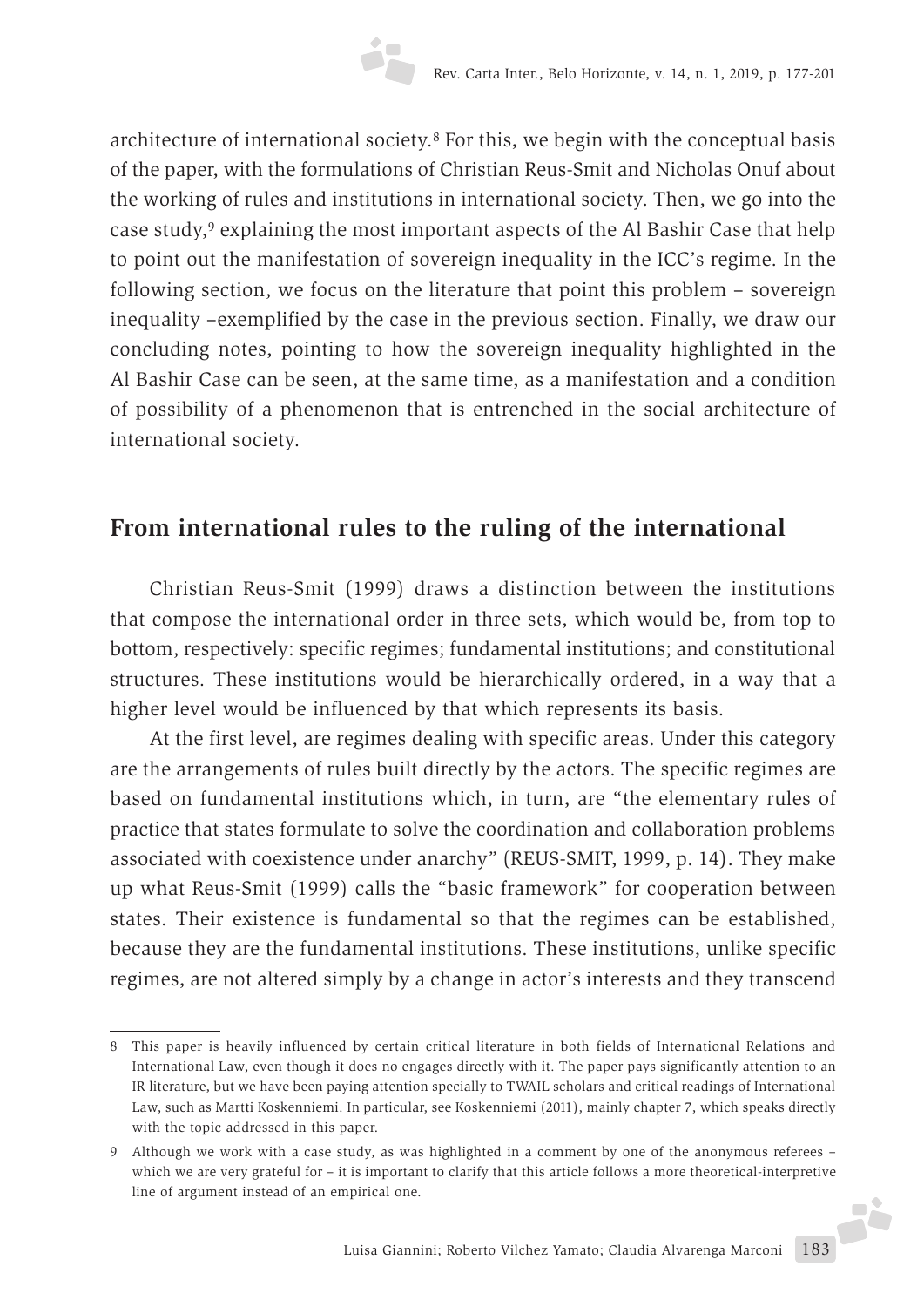architecture of international society.[8] For this, we begin with the conceptual basis of the paper, with the formulations of Christian Reus-Smit and Nicholas Onuf about the working of rules and institutions in international society. Then, we go into the case study,[9] explaining the most important aspects of the Al Bashir Case that help to point out the manifestation of sovereign inequality in the ICC's regime. In the following section, we focus on the literature that point this problem – sovereign inequality –exemplified by the case in the previous section. Finally, we draw our concluding notes, pointing to how the sovereign inequality highlighted in the Al Bashir Case can be seen, at the same time, as a manifestation and a condition of possibility of a phenomenon that is entrenched in the social architecture of international society.

## From international rules to the ruling of the international

Christian Reus-Smit (1999) draws a distinction between the institutions that compose the international order in three sets, which would be, from top to bottom, respectively: specific regimes; fundamental institutions; and constitutional structures. These institutions would be hierarchically ordered, in a way that a higher level would be influenced by that which represents its basis.

At the first level, are regimes dealing with specific areas. Under this category are the arrangements of rules built directly by the actors. The specific regimes are based on fundamental institutions which, in turn, are "the elementary rules of practice that states formulate to solve the coordination and collaboration problems associated with coexistence under anarchy" (REUS-SMIT, 1999, p. 14). They make up what Reus-Smit (1999) calls the "basic framework" for cooperation between states. Their existence is fundamental so that the regimes can be established, because they are the fundamental institutions. These institutions, unlike specific regimes, are not altered simply by a change in actor's interests and they transcend

---

8 This paper is heavily influenced by certain critical literature in both fields of International Relations and International Law, even though it does no engages directly with it. The paper pays significantly attention to an IR literature, but we have been paying attention specially to TWAIL scholars and critical readings of International Law, such as Martti Koskenniemi. In particular, see Koskenniemi (2011), mainly chapter 7, which speaks directly with the topic addressed in this paper.

9 Although we work with a case study, as was highlighted in a comment by one of the anonymous referees – which we are very grateful for – it is important to clarify that this article follows a more theoretical-interpretive line of argument instead of an empirical one.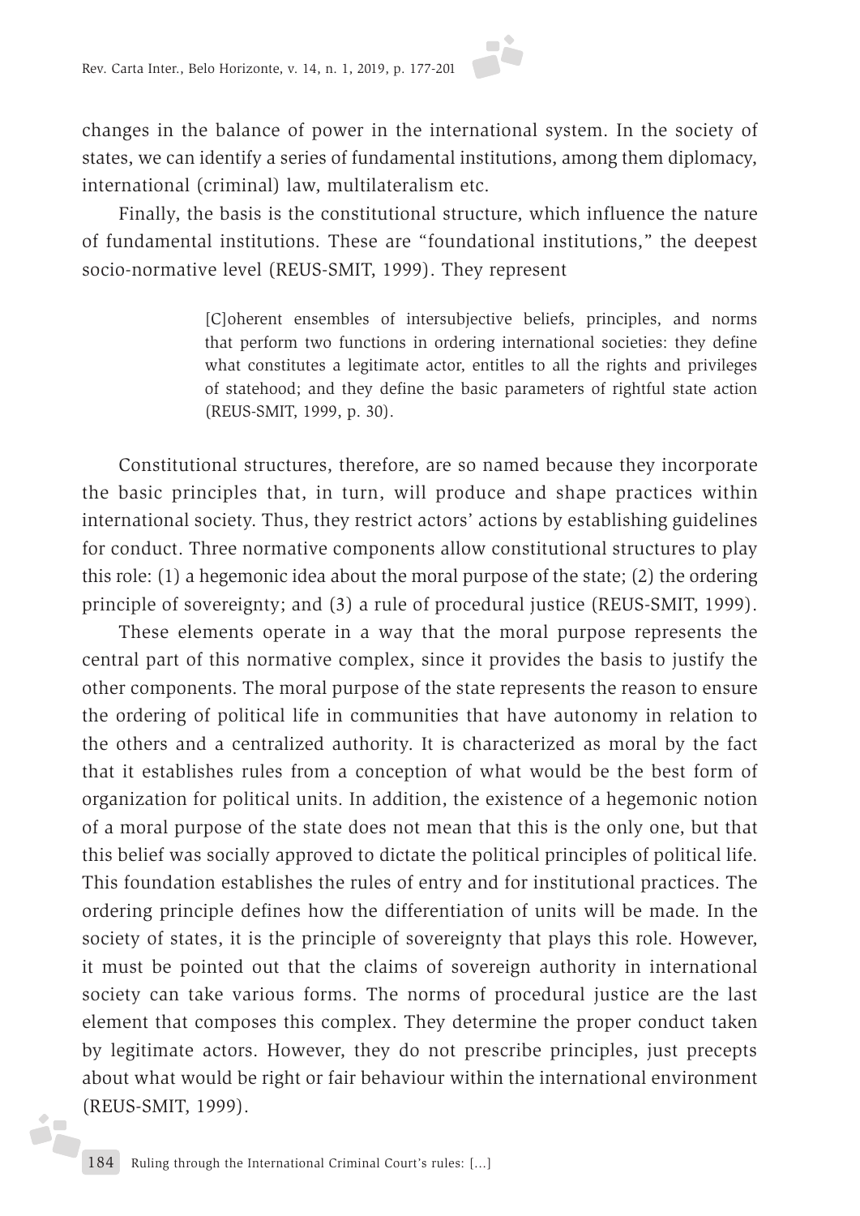changes in the balance of power in the international system. In the society of states, we can identify a series of fundamental institutions, among them diplomacy, international (criminal) law, multilateralism etc.

Finally, the basis is the constitutional structure, which influence the nature of fundamental institutions. These are "foundational institutions," the deepest socio-normative level (REUS-SMIT, 1999). They represent

> [C]oherent ensembles of intersubjective beliefs, principles, and norms that perform two functions in ordering international societies: they define what constitutes a legitimate actor, entitles to all the rights and privileges of statehood; and they define the basic parameters of rightful state action (REUS-SMIT, 1999, p. 30).

Constitutional structures, therefore, are so named because they incorporate the basic principles that, in turn, will produce and shape practices within international society. Thus, they restrict actors' actions by establishing guidelines for conduct. Three normative components allow constitutional structures to play this role: (1) a hegemonic idea about the moral purpose of the state; (2) the ordering principle of sovereignty; and (3) a rule of procedural justice (REUS-SMIT, 1999).

These elements operate in a way that the moral purpose represents the central part of this normative complex, since it provides the basis to justify the other components. The moral purpose of the state represents the reason to ensure the ordering of political life in communities that have autonomy in relation to the others and a centralized authority. It is characterized as moral by the fact that it establishes rules from a conception of what would be the best form of organization for political units. In addition, the existence of a hegemonic notion of a moral purpose of the state does not mean that this is the only one, but that this belief was socially approved to dictate the political principles of political life. This foundation establishes the rules of entry and for institutional practices. The ordering principle defines how the differentiation of units will be made. In the society of states, it is the principle of sovereignty that plays this role. However, it must be pointed out that the claims of sovereign authority in international society can take various forms. The norms of procedural justice are the last element that composes this complex. They determine the proper conduct taken by legitimate actors. However, they do not prescribe principles, just precepts about what would be right or fair behaviour within the international environment (REUS-SMIT, 1999).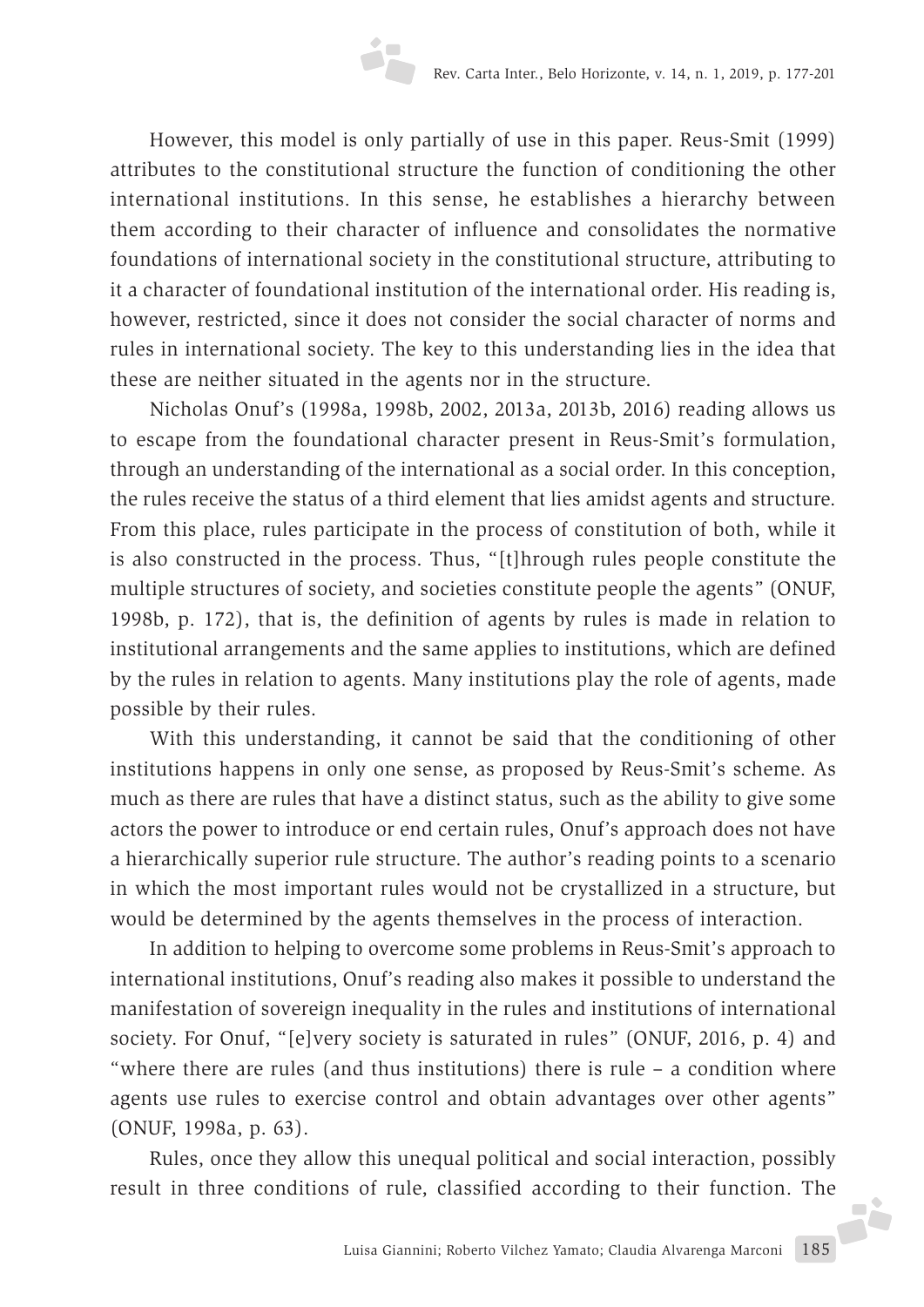However, this model is only partially of use in this paper. Reus-Smit (1999) attributes to the constitutional structure the function of conditioning the other international institutions. In this sense, he establishes a hierarchy between them according to their character of influence and consolidates the normative foundations of international society in the constitutional structure, attributing to it a character of foundational institution of the international order. His reading is, however, restricted, since it does not consider the social character of norms and rules in international society. The key to this understanding lies in the idea that these are neither situated in the agents nor in the structure.

Nicholas Onuf's (1998a, 1998b, 2002, 2013a, 2013b, 2016) reading allows us to escape from the foundational character present in Reus-Smit's formulation, through an understanding of the international as a social order. In this conception, the rules receive the status of a third element that lies amidst agents and structure. From this place, rules participate in the process of constitution of both, while it is also constructed in the process. Thus, "[t]hrough rules people constitute the multiple structures of society, and societies constitute people the agents" (ONUF, 1998b, p. 172), that is, the definition of agents by rules is made in relation to institutional arrangements and the same applies to institutions, which are defined by the rules in relation to agents. Many institutions play the role of agents, made possible by their rules.

With this understanding, it cannot be said that the conditioning of other institutions happens in only one sense, as proposed by Reus-Smit's scheme. As much as there are rules that have a distinct status, such as the ability to give some actors the power to introduce or end certain rules, Onuf's approach does not have a hierarchically superior rule structure. The author's reading points to a scenario in which the most important rules would not be crystallized in a structure, but would be determined by the agents themselves in the process of interaction.

In addition to helping to overcome some problems in Reus-Smit's approach to international institutions, Onuf's reading also makes it possible to understand the manifestation of sovereign inequality in the rules and institutions of international society. For Onuf, "[e]very society is saturated in rules" (ONUF, 2016, p. 4) and "where there are rules (and thus institutions) there is rule – a condition where agents use rules to exercise control and obtain advantages over other agents" (ONUF, 1998a, p. 63).

Rules, once they allow this unequal political and social interaction, possibly result in three conditions of rule, classified according to their function. The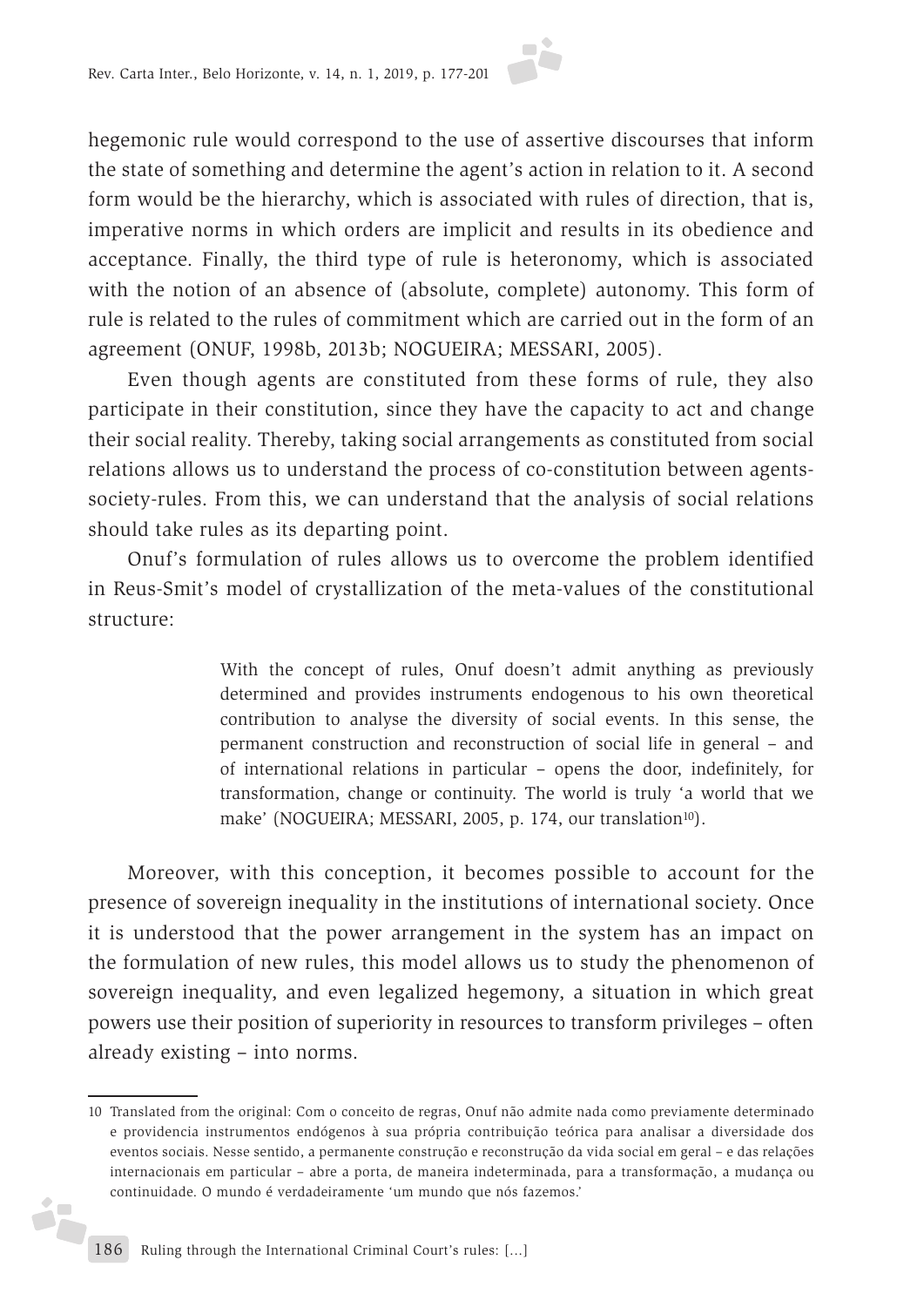hegemonic rule would correspond to the use of assertive discourses that inform the state of something and determine the agent's action in relation to it. A second form would be the hierarchy, which is associated with rules of direction, that is, imperative norms in which orders are implicit and results in its obedience and acceptance. Finally, the third type of rule is heteronomy, which is associated with the notion of an absence of (absolute, complete) autonomy. This form of rule is related to the rules of commitment which are carried out in the form of an agreement (ONUF, 1998b, 2013b; NOGUEIRA; MESSARI, 2005).

Even though agents are constituted from these forms of rule, they also participate in their constitution, since they have the capacity to act and change their social reality. Thereby, taking social arrangements as constituted from social relations allows us to understand the process of co-constitution between agents-society-rules. From this, we can understand that the analysis of social relations should take rules as its departing point.

Onuf's formulation of rules allows us to overcome the problem identified in Reus-Smit's model of crystallization of the meta-values of the constitutional structure:

> With the concept of rules, Onuf doesn't admit anything as previously determined and provides instruments endogenous to his own theoretical contribution to analyse the diversity of social events. In this sense, the permanent construction and reconstruction of social life in general – and of international relations in particular – opens the door, indefinitely, for transformation, change or continuity. The world is truly 'a world that we make' (NOGUEIRA; MESSARI, 2005, p. 174, our translation[10]).

Moreover, with this conception, it becomes possible to account for the presence of sovereign inequality in the institutions of international society. Once it is understood that the power arrangement in the system has an impact on the formulation of new rules, this model allows us to study the phenomenon of sovereign inequality, and even legalized hegemony, a situation in which great powers use their position of superiority in resources to transform privileges – often already existing – into norms.

---

10 Translated from the original: Com o conceito de regras, Onuf não admite nada como previamente determinado e providencia instrumentos endógenos à sua própria contribuição teórica para analisar a diversidade dos eventos sociais. Nesse sentido, a permanente construção e reconstrução da vida social em geral – e das relações internacionais em particular – abre a porta, de maneira indeterminada, para a transformação, a mudança ou continuidade. O mundo é verdadeiramente 'um mundo que nós fazemos.'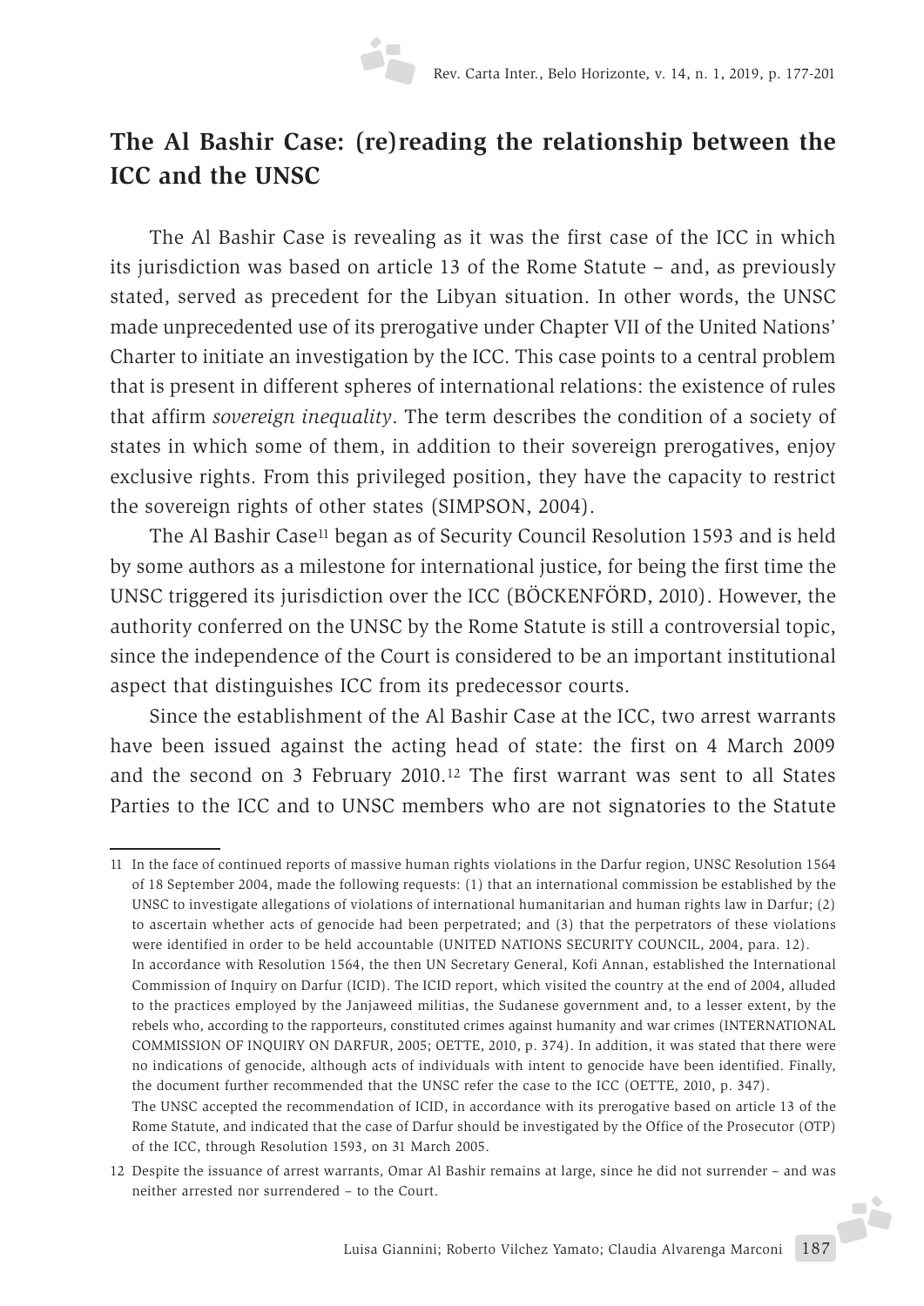## The Al Bashir Case: (re)reading the relationship between the ICC and the UNSC

The Al Bashir Case is revealing as it was the first case of the ICC in which its jurisdiction was based on article 13 of the Rome Statute – and, as previously stated, served as precedent for the Libyan situation. In other words, the UNSC made unprecedented use of its prerogative under Chapter VII of the United Nations' Charter to initiate an investigation by the ICC. This case points to a central problem that is present in different spheres of international relations: the existence of rules that affirm *sovereign inequality*. The term describes the condition of a society of states in which some of them, in addition to their sovereign prerogatives, enjoy exclusive rights. From this privileged position, they have the capacity to restrict the sovereign rights of other states (SIMPSON, 2004).

The Al Bashir Case[11] began as of Security Council Resolution 1593 and is held by some authors as a milestone for international justice, for being the first time the UNSC triggered its jurisdiction over the ICC (BÖCKENFÖRD, 2010). However, the authority conferred on the UNSC by the Rome Statute is still a controversial topic, since the independence of the Court is considered to be an important institutional aspect that distinguishes ICC from its predecessor courts.

Since the establishment of the Al Bashir Case at the ICC, two arrest warrants have been issued against the acting head of state: the first on 4 March 2009 and the second on 3 February 2010.[12] The first warrant was sent to all States Parties to the ICC and to UNSC members who are not signatories to the Statute

---

11 In the face of continued reports of massive human rights violations in the Darfur region, UNSC Resolution 1564 of 18 September 2004, made the following requests: (1) that an international commission be established by the UNSC to investigate allegations of violations of international humanitarian and human rights law in Darfur; (2) to ascertain whether acts of genocide had been perpetrated; and (3) that the perpetrators of these violations were identified in order to be held accountable (UNITED NATIONS SECURITY COUNCIL, 2004, para. 12).
In accordance with Resolution 1564, the then UN Secretary General, Kofi Annan, established the International Commission of Inquiry on Darfur (ICID). The ICID report, which visited the country at the end of 2004, alluded to the practices employed by the Janjaweed militias, the Sudanese government and, to a lesser extent, by the rebels who, according to the rapporteurs, constituted crimes against humanity and war crimes (INTERNATIONAL COMMISSION OF INQUIRY ON DARFUR, 2005; OETTE, 2010, p. 374). In addition, it was stated that there were no indications of genocide, although acts of individuals with intent to genocide have been identified. Finally, the document further recommended that the UNSC refer the case to the ICC (OETTE, 2010, p. 347).
The UNSC accepted the recommendation of ICID, in accordance with its prerogative based on article 13 of the Rome Statute, and indicated that the case of Darfur should be investigated by the Office of the Prosecutor (OTP) of the ICC, through Resolution 1593, on 31 March 2005.

12 Despite the issuance of arrest warrants, Omar Al Bashir remains at large, since he did not surrender – and was neither arrested nor surrendered – to the Court.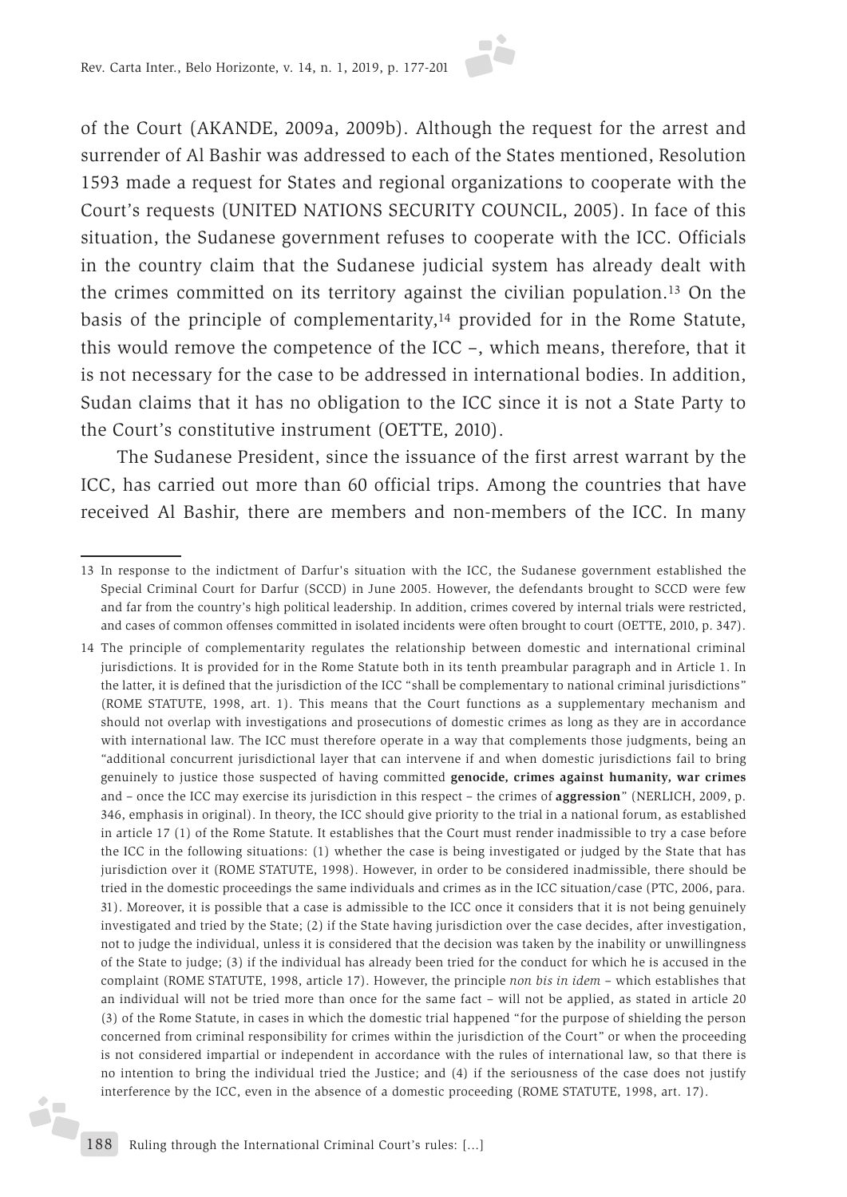of the Court (AKANDE, 2009a, 2009b). Although the request for the arrest and surrender of Al Bashir was addressed to each of the States mentioned, Resolution 1593 made a request for States and regional organizations to cooperate with the Court's requests (UNITED NATIONS SECURITY COUNCIL, 2005). In face of this situation, the Sudanese government refuses to cooperate with the ICC. Officials in the country claim that the Sudanese judicial system has already dealt with the crimes committed on its territory against the civilian population.[13] On the basis of the principle of complementarity,[14] provided for in the Rome Statute, this would remove the competence of the ICC –, which means, therefore, that it is not necessary for the case to be addressed in international bodies. In addition, Sudan claims that it has no obligation to the ICC since it is not a State Party to the Court's constitutive instrument (OETTE, 2010).

The Sudanese President, since the issuance of the first arrest warrant by the ICC, has carried out more than 60 official trips. Among the countries that have received Al Bashir, there are members and non-members of the ICC. In many

---

13 In response to the indictment of Darfur's situation with the ICC, the Sudanese government established the Special Criminal Court for Darfur (SCCD) in June 2005. However, the defendants brought to SCCD were few and far from the country's high political leadership. In addition, crimes covered by internal trials were restricted, and cases of common offenses committed in isolated incidents were often brought to court (OETTE, 2010, p. 347).

14 The principle of complementarity regulates the relationship between domestic and international criminal jurisdictions. It is provided for in the Rome Statute both in its tenth preambular paragraph and in Article 1. In the latter, it is defined that the jurisdiction of the ICC "shall be complementary to national criminal jurisdictions" (ROME STATUTE, 1998, art. 1). This means that the Court functions as a supplementary mechanism and should not overlap with investigations and prosecutions of domestic crimes as long as they are in accordance with international law. The ICC must therefore operate in a way that complements those judgments, being an "additional concurrent jurisdictional layer that can intervene if and when domestic jurisdictions fail to bring genuinely to justice those suspected of having committed **genocide, crimes against humanity, war crimes** and – once the ICC may exercise its jurisdiction in this respect – the crimes of **aggression**" (NERLICH, 2009, p. 346, emphasis in original). In theory, the ICC should give priority to the trial in a national forum, as established in article 17 (1) of the Rome Statute. It establishes that the Court must render inadmissible to try a case before the ICC in the following situations: (1) whether the case is being investigated or judged by the State that has jurisdiction over it (ROME STATUTE, 1998). However, in order to be considered inadmissible, there should be tried in the domestic proceedings the same individuals and crimes as in the ICC situation/case (PTC, 2006, para. 31). Moreover, it is possible that a case is admissible to the ICC once it considers that it is not being genuinely investigated and tried by the State; (2) if the State having jurisdiction over the case decides, after investigation, not to judge the individual, unless it is considered that the decision was taken by the inability or unwillingness of the State to judge; (3) if the individual has already been tried for the conduct for which he is accused in the complaint (ROME STATUTE, 1998, article 17). However, the principle *non bis in idem* – which establishes that an individual will not be tried more than once for the same fact – will not be applied, as stated in article 20 (3) of the Rome Statute, in cases in which the domestic trial happened "for the purpose of shielding the person concerned from criminal responsibility for crimes within the jurisdiction of the Court" or when the proceeding is not considered impartial or independent in accordance with the rules of international law, so that there is no intention to bring the individual tried the Justice; and (4) if the seriousness of the case does not justify interference by the ICC, even in the absence of a domestic proceeding (ROME STATUTE, 1998, art. 17).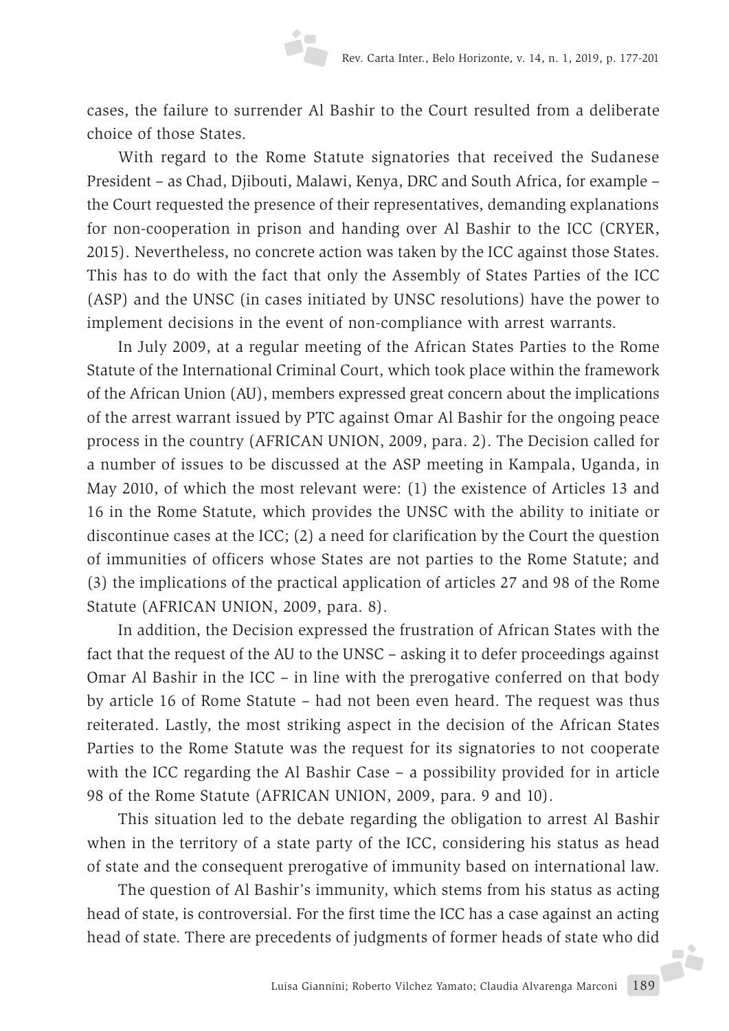cases, the failure to surrender Al Bashir to the Court resulted from a deliberate choice of those States.

With regard to the Rome Statute signatories that received the Sudanese President – as Chad, Djibouti, Malawi, Kenya, DRC and South Africa, for example – the Court requested the presence of their representatives, demanding explanations for non-cooperation in prison and handing over Al Bashir to the ICC (CRYER, 2015). Nevertheless, no concrete action was taken by the ICC against those States. This has to do with the fact that only the Assembly of States Parties of the ICC (ASP) and the UNSC (in cases initiated by UNSC resolutions) have the power to implement decisions in the event of non-compliance with arrest warrants.

In July 2009, at a regular meeting of the African States Parties to the Rome Statute of the International Criminal Court, which took place within the framework of the African Union (AU), members expressed great concern about the implications of the arrest warrant issued by PTC against Omar Al Bashir for the ongoing peace process in the country (AFRICAN UNION, 2009, para. 2). The Decision called for a number of issues to be discussed at the ASP meeting in Kampala, Uganda, in May 2010, of which the most relevant were: (1) the existence of Articles 13 and 16 in the Rome Statute, which provides the UNSC with the ability to initiate or discontinue cases at the ICC; (2) a need for clarification by the Court the question of immunities of officers whose States are not parties to the Rome Statute; and (3) the implications of the practical application of articles 27 and 98 of the Rome Statute (AFRICAN UNION, 2009, para. 8).

In addition, the Decision expressed the frustration of African States with the fact that the request of the AU to the UNSC – asking it to defer proceedings against Omar Al Bashir in the ICC – in line with the prerogative conferred on that body by article 16 of Rome Statute – had not been even heard. The request was thus reiterated. Lastly, the most striking aspect in the decision of the African States Parties to the Rome Statute was the request for its signatories to not cooperate with the ICC regarding the Al Bashir Case – a possibility provided for in article 98 of the Rome Statute (AFRICAN UNION, 2009, para. 9 and 10).

This situation led to the debate regarding the obligation to arrest Al Bashir when in the territory of a state party of the ICC, considering his status as head of state and the consequent prerogative of immunity based on international law.

The question of Al Bashir's immunity, which stems from his status as acting head of state, is controversial. For the first time the ICC has a case against an acting head of state. There are precedents of judgments of former heads of state who did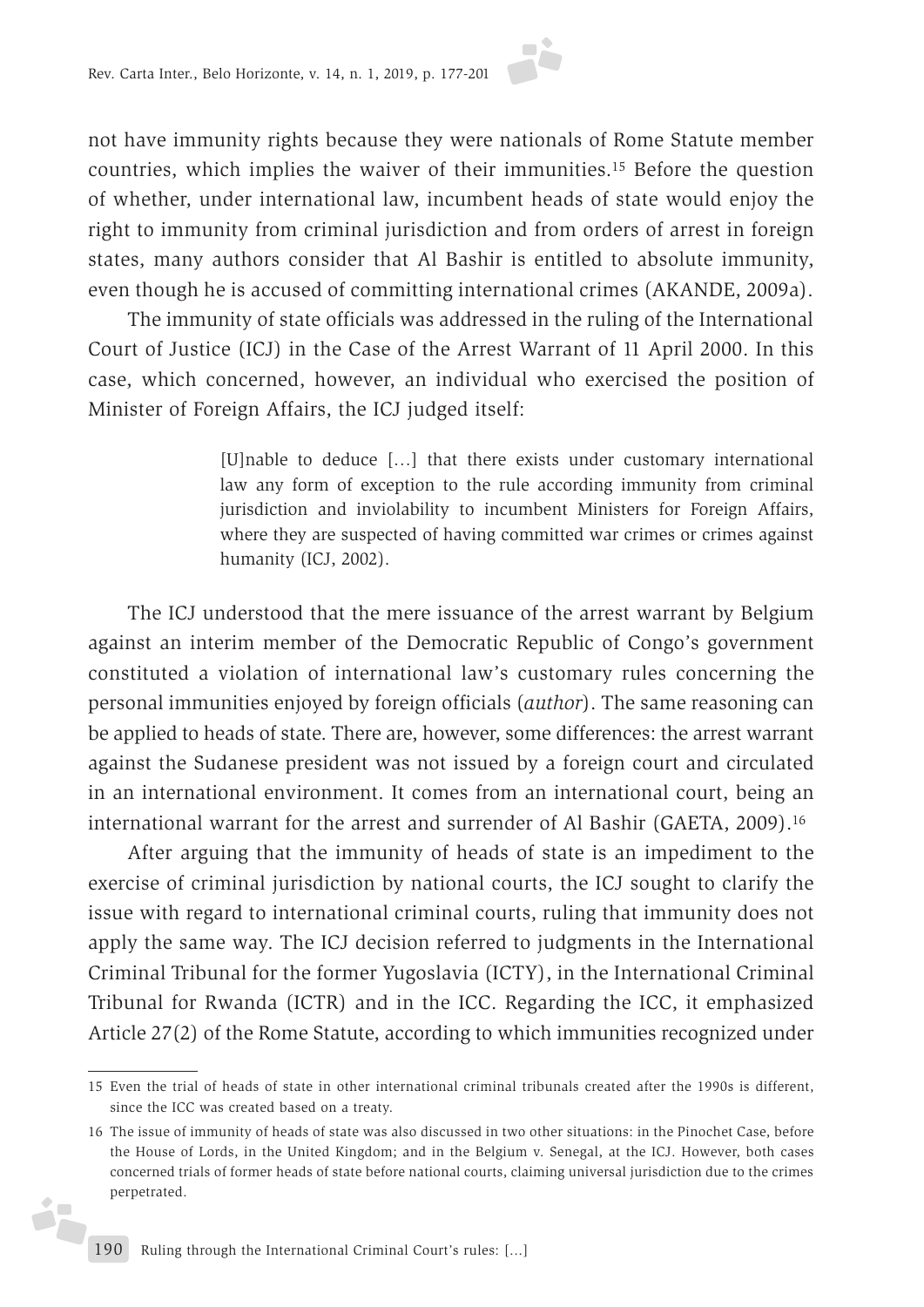not have immunity rights because they were nationals of Rome Statute member countries, which implies the waiver of their immunities.[15] Before the question of whether, under international law, incumbent heads of state would enjoy the right to immunity from criminal jurisdiction and from orders of arrest in foreign states, many authors consider that Al Bashir is entitled to absolute immunity, even though he is accused of committing international crimes (AKANDE, 2009a).

The immunity of state officials was addressed in the ruling of the International Court of Justice (ICJ) in the Case of the Arrest Warrant of 11 April 2000. In this case, which concerned, however, an individual who exercised the position of Minister of Foreign Affairs, the ICJ judged itself:

> [U]nable to deduce […] that there exists under customary international law any form of exception to the rule according immunity from criminal jurisdiction and inviolability to incumbent Ministers for Foreign Affairs, where they are suspected of having committed war crimes or crimes against humanity (ICJ, 2002).

The ICJ understood that the mere issuance of the arrest warrant by Belgium against an interim member of the Democratic Republic of Congo's government constituted a violation of international law's customary rules concerning the personal immunities enjoyed by foreign officials (*author*). The same reasoning can be applied to heads of state. There are, however, some differences: the arrest warrant against the Sudanese president was not issued by a foreign court and circulated in an international environment. It comes from an international court, being an international warrant for the arrest and surrender of Al Bashir (GAETA, 2009).[16]

After arguing that the immunity of heads of state is an impediment to the exercise of criminal jurisdiction by national courts, the ICJ sought to clarify the issue with regard to international criminal courts, ruling that immunity does not apply the same way. The ICJ decision referred to judgments in the International Criminal Tribunal for the former Yugoslavia (ICTY), in the International Criminal Tribunal for Rwanda (ICTR) and in the ICC. Regarding the ICC, it emphasized Article 27(2) of the Rome Statute, according to which immunities recognized under

---

15 Even the trial of heads of state in other international criminal tribunals created after the 1990s is different, since the ICC was created based on a treaty.

16 The issue of immunity of heads of state was also discussed in two other situations: in the Pinochet Case, before the House of Lords, in the United Kingdom; and in the Belgium v. Senegal, at the ICJ. However, both cases concerned trials of former heads of state before national courts, claiming universal jurisdiction due to the crimes perpetrated.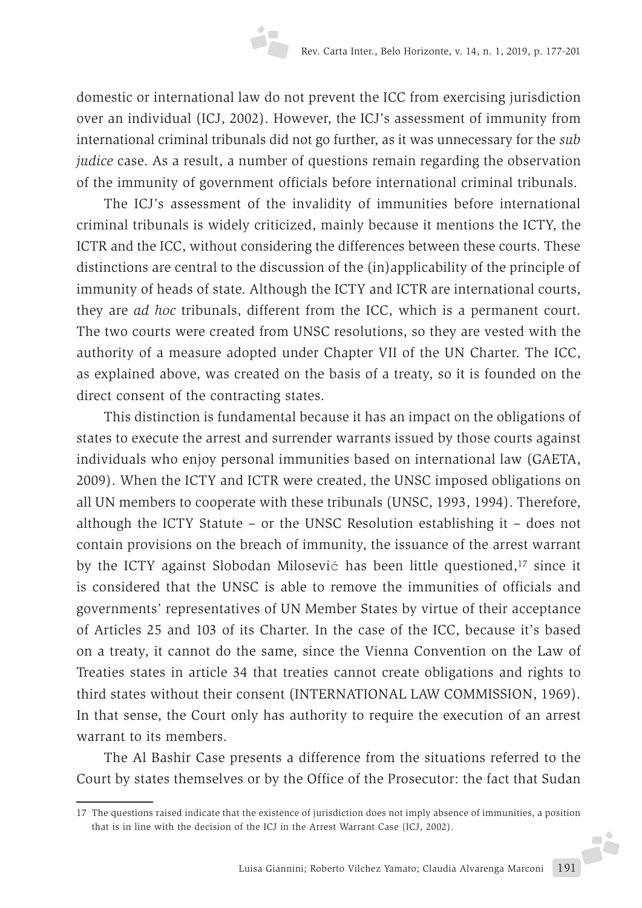domestic or international law do not prevent the ICC from exercising jurisdiction over an individual (ICJ, 2002). However, the ICJ's assessment of immunity from international criminal tribunals did not go further, as it was unnecessary for the *sub judice* case. As a result, a number of questions remain regarding the observation of the immunity of government officials before international criminal tribunals.

The ICJ's assessment of the invalidity of immunities before international criminal tribunals is widely criticized, mainly because it mentions the ICTY, the ICTR and the ICC, without considering the differences between these courts. These distinctions are central to the discussion of the (in)applicability of the principle of immunity of heads of state. Although the ICTY and ICTR are international courts, they are *ad hoc* tribunals, different from the ICC, which is a permanent court. The two courts were created from UNSC resolutions, so they are vested with the authority of a measure adopted under Chapter VII of the UN Charter. The ICC, as explained above, was created on the basis of a treaty, so it is founded on the direct consent of the contracting states.

This distinction is fundamental because it has an impact on the obligations of states to execute the arrest and surrender warrants issued by those courts against individuals who enjoy personal immunities based on international law (GAETA, 2009). When the ICTY and ICTR were created, the UNSC imposed obligations on all UN members to cooperate with these tribunals (UNSC, 1993, 1994). Therefore, although the ICTY Statute – or the UNSC Resolution establishing it – does not contain provisions on the breach of immunity, the issuance of the arrest warrant by the ICTY against Slobodan Milosević has been little questioned,[17] since it is considered that the UNSC is able to remove the immunities of officials and governments' representatives of UN Member States by virtue of their acceptance of Articles 25 and 103 of its Charter. In the case of the ICC, because it's based on a treaty, it cannot do the same, since the Vienna Convention on the Law of Treaties states in article 34 that treaties cannot create obligations and rights to third states without their consent (INTERNATIONAL LAW COMMISSION, 1969). In that sense, the Court only has authority to require the execution of an arrest warrant to its members.

The Al Bashir Case presents a difference from the situations referred to the Court by states themselves or by the Office of the Prosecutor: the fact that Sudan

---

17 The questions raised indicate that the existence of jurisdiction does not imply absence of immunities, a position that is in line with the decision of the ICJ in the Arrest Warrant Case (ICJ, 2002).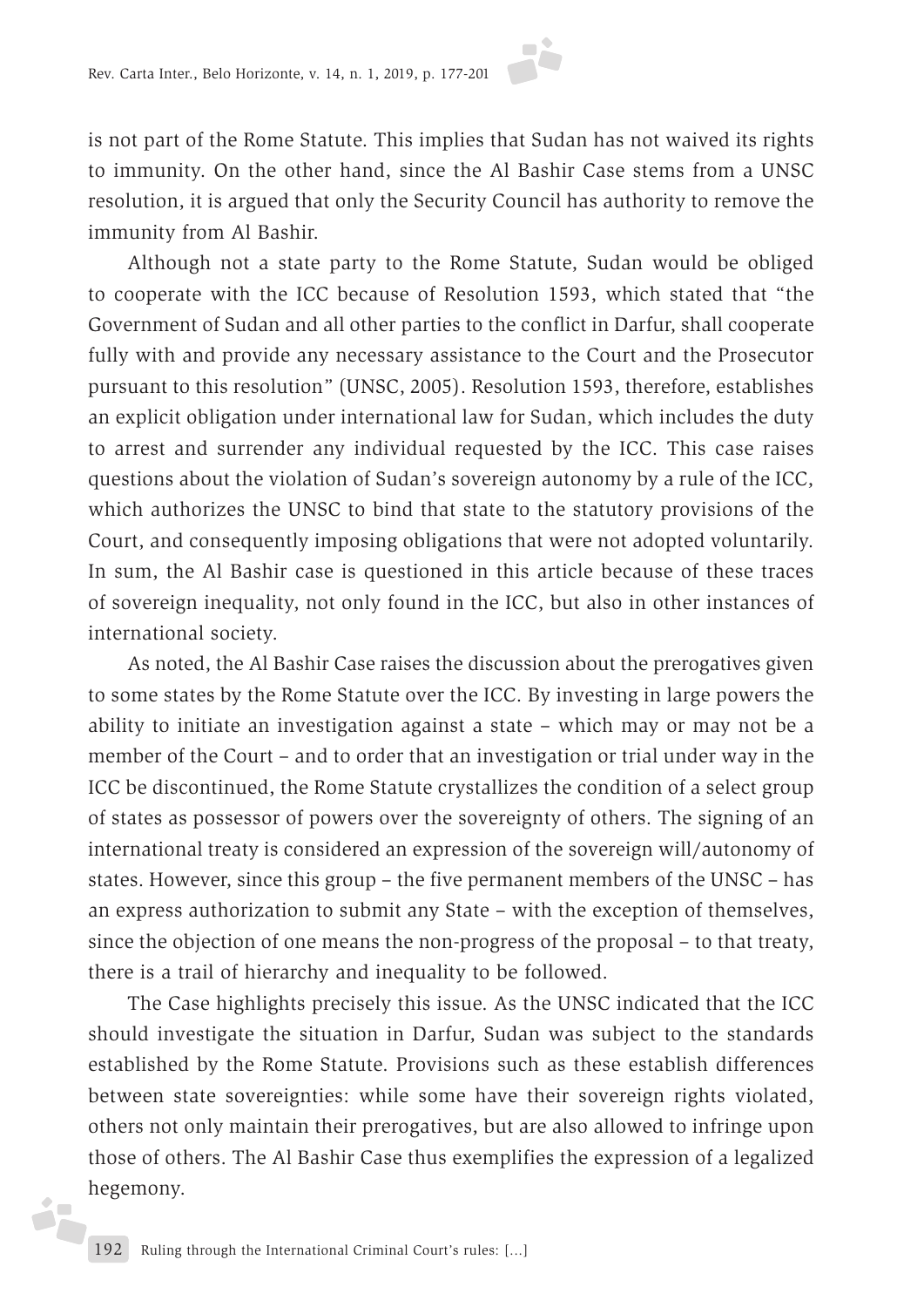is not part of the Rome Statute. This implies that Sudan has not waived its rights to immunity. On the other hand, since the Al Bashir Case stems from a UNSC resolution, it is argued that only the Security Council has authority to remove the immunity from Al Bashir.

Although not a state party to the Rome Statute, Sudan would be obliged to cooperate with the ICC because of Resolution 1593, which stated that "the Government of Sudan and all other parties to the conflict in Darfur, shall cooperate fully with and provide any necessary assistance to the Court and the Prosecutor pursuant to this resolution" (UNSC, 2005). Resolution 1593, therefore, establishes an explicit obligation under international law for Sudan, which includes the duty to arrest and surrender any individual requested by the ICC. This case raises questions about the violation of Sudan's sovereign autonomy by a rule of the ICC, which authorizes the UNSC to bind that state to the statutory provisions of the Court, and consequently imposing obligations that were not adopted voluntarily. In sum, the Al Bashir case is questioned in this article because of these traces of sovereign inequality, not only found in the ICC, but also in other instances of international society.

As noted, the Al Bashir Case raises the discussion about the prerogatives given to some states by the Rome Statute over the ICC. By investing in large powers the ability to initiate an investigation against a state – which may or may not be a member of the Court – and to order that an investigation or trial under way in the ICC be discontinued, the Rome Statute crystallizes the condition of a select group of states as possessor of powers over the sovereignty of others. The signing of an international treaty is considered an expression of the sovereign will/autonomy of states. However, since this group – the five permanent members of the UNSC – has an express authorization to submit any State – with the exception of themselves, since the objection of one means the non-progress of the proposal – to that treaty, there is a trail of hierarchy and inequality to be followed.

The Case highlights precisely this issue. As the UNSC indicated that the ICC should investigate the situation in Darfur, Sudan was subject to the standards established by the Rome Statute. Provisions such as these establish differences between state sovereignties: while some have their sovereign rights violated, others not only maintain their prerogatives, but are also allowed to infringe upon those of others. The Al Bashir Case thus exemplifies the expression of a legalized hegemony.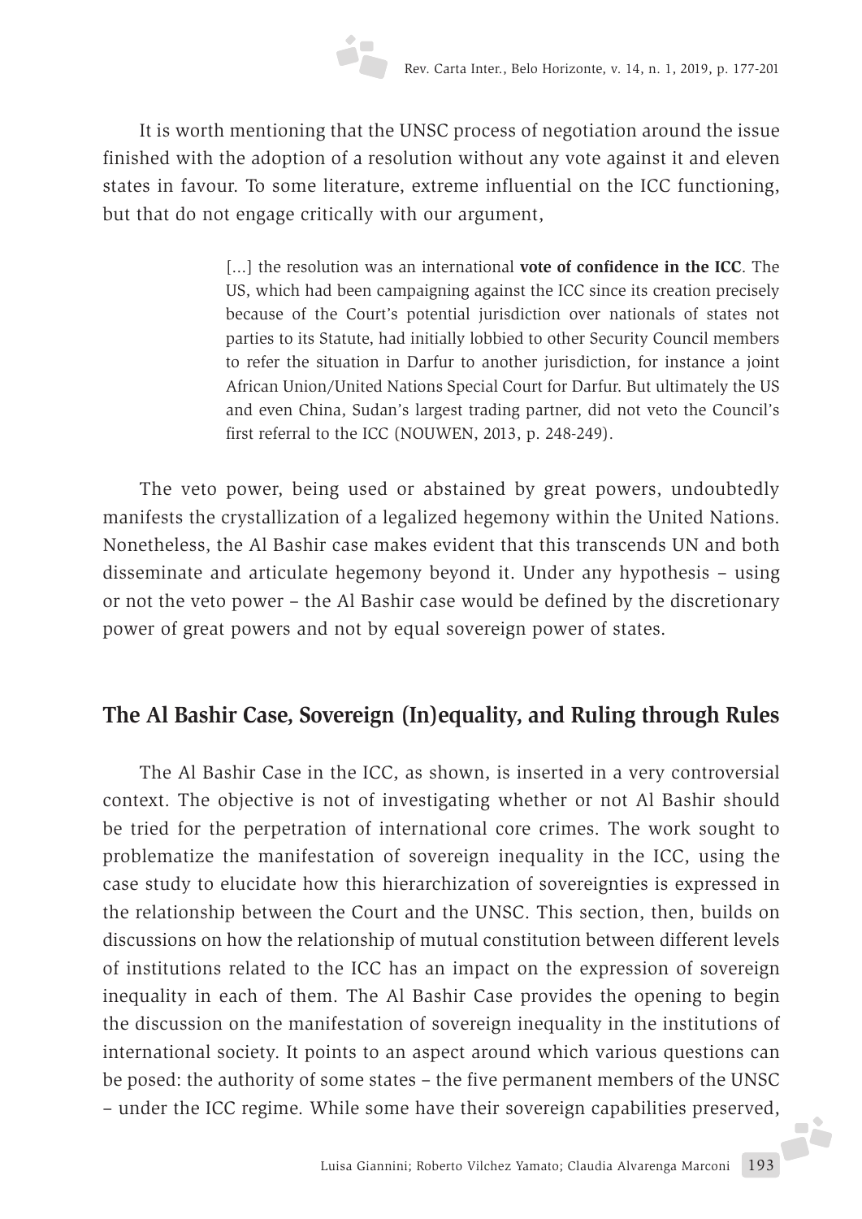It is worth mentioning that the UNSC process of negotiation around the issue finished with the adoption of a resolution without any vote against it and eleven states in favour. To some literature, extreme influential on the ICC functioning, but that do not engage critically with our argument,

> [...] the resolution was an international **vote of confidence in the ICC**. The US, which had been campaigning against the ICC since its creation precisely because of the Court's potential jurisdiction over nationals of states not parties to its Statute, had initially lobbied to other Security Council members to refer the situation in Darfur to another jurisdiction, for instance a joint African Union/United Nations Special Court for Darfur. But ultimately the US and even China, Sudan's largest trading partner, did not veto the Council's first referral to the ICC (NOUWEN, 2013, p. 248-249).

The veto power, being used or abstained by great powers, undoubtedly manifests the crystallization of a legalized hegemony within the United Nations. Nonetheless, the Al Bashir case makes evident that this transcends UN and both disseminate and articulate hegemony beyond it. Under any hypothesis – using or not the veto power – the Al Bashir case would be defined by the discretionary power of great powers and not by equal sovereign power of states.

## The Al Bashir Case, Sovereign (In)equality, and Ruling through Rules

The Al Bashir Case in the ICC, as shown, is inserted in a very controversial context. The objective is not of investigating whether or not Al Bashir should be tried for the perpetration of international core crimes. The work sought to problematize the manifestation of sovereign inequality in the ICC, using the case study to elucidate how this hierarchization of sovereignties is expressed in the relationship between the Court and the UNSC. This section, then, builds on discussions on how the relationship of mutual constitution between different levels of institutions related to the ICC has an impact on the expression of sovereign inequality in each of them. The Al Bashir Case provides the opening to begin the discussion on the manifestation of sovereign inequality in the institutions of international society. It points to an aspect around which various questions can be posed: the authority of some states – the five permanent members of the UNSC – under the ICC regime. While some have their sovereign capabilities preserved,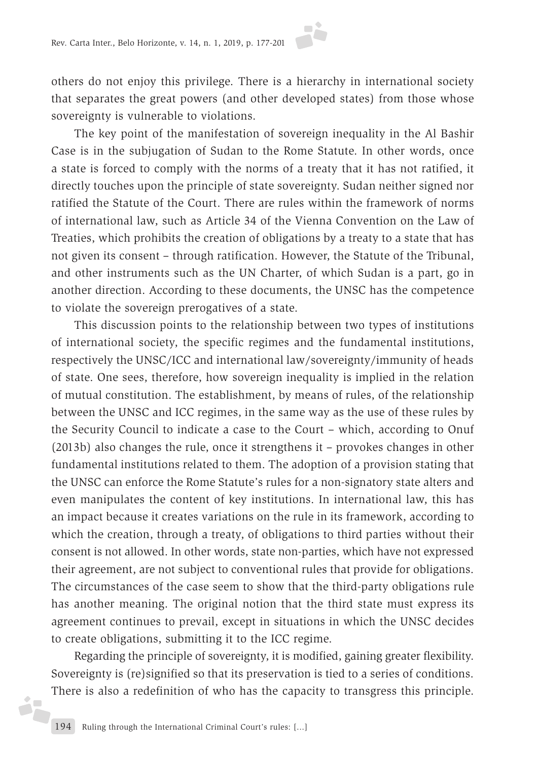others do not enjoy this privilege. There is a hierarchy in international society that separates the great powers (and other developed states) from those whose sovereignty is vulnerable to violations.

The key point of the manifestation of sovereign inequality in the Al Bashir Case is in the subjugation of Sudan to the Rome Statute. In other words, once a state is forced to comply with the norms of a treaty that it has not ratified, it directly touches upon the principle of state sovereignty. Sudan neither signed nor ratified the Statute of the Court. There are rules within the framework of norms of international law, such as Article 34 of the Vienna Convention on the Law of Treaties, which prohibits the creation of obligations by a treaty to a state that has not given its consent – through ratification. However, the Statute of the Tribunal, and other instruments such as the UN Charter, of which Sudan is a part, go in another direction. According to these documents, the UNSC has the competence to violate the sovereign prerogatives of a state.

This discussion points to the relationship between two types of institutions of international society, the specific regimes and the fundamental institutions, respectively the UNSC/ICC and international law/sovereignty/immunity of heads of state. One sees, therefore, how sovereign inequality is implied in the relation of mutual constitution. The establishment, by means of rules, of the relationship between the UNSC and ICC regimes, in the same way as the use of these rules by the Security Council to indicate a case to the Court – which, according to Onuf (2013b) also changes the rule, once it strengthens it – provokes changes in other fundamental institutions related to them. The adoption of a provision stating that the UNSC can enforce the Rome Statute's rules for a non-signatory state alters and even manipulates the content of key institutions. In international law, this has an impact because it creates variations on the rule in its framework, according to which the creation, through a treaty, of obligations to third parties without their consent is not allowed. In other words, state non-parties, which have not expressed their agreement, are not subject to conventional rules that provide for obligations. The circumstances of the case seem to show that the third-party obligations rule has another meaning. The original notion that the third state must express its agreement continues to prevail, except in situations in which the UNSC decides to create obligations, submitting it to the ICC regime.

Regarding the principle of sovereignty, it is modified, gaining greater flexibility. Sovereignty is (re)signified so that its preservation is tied to a series of conditions. There is also a redefinition of who has the capacity to transgress this principle.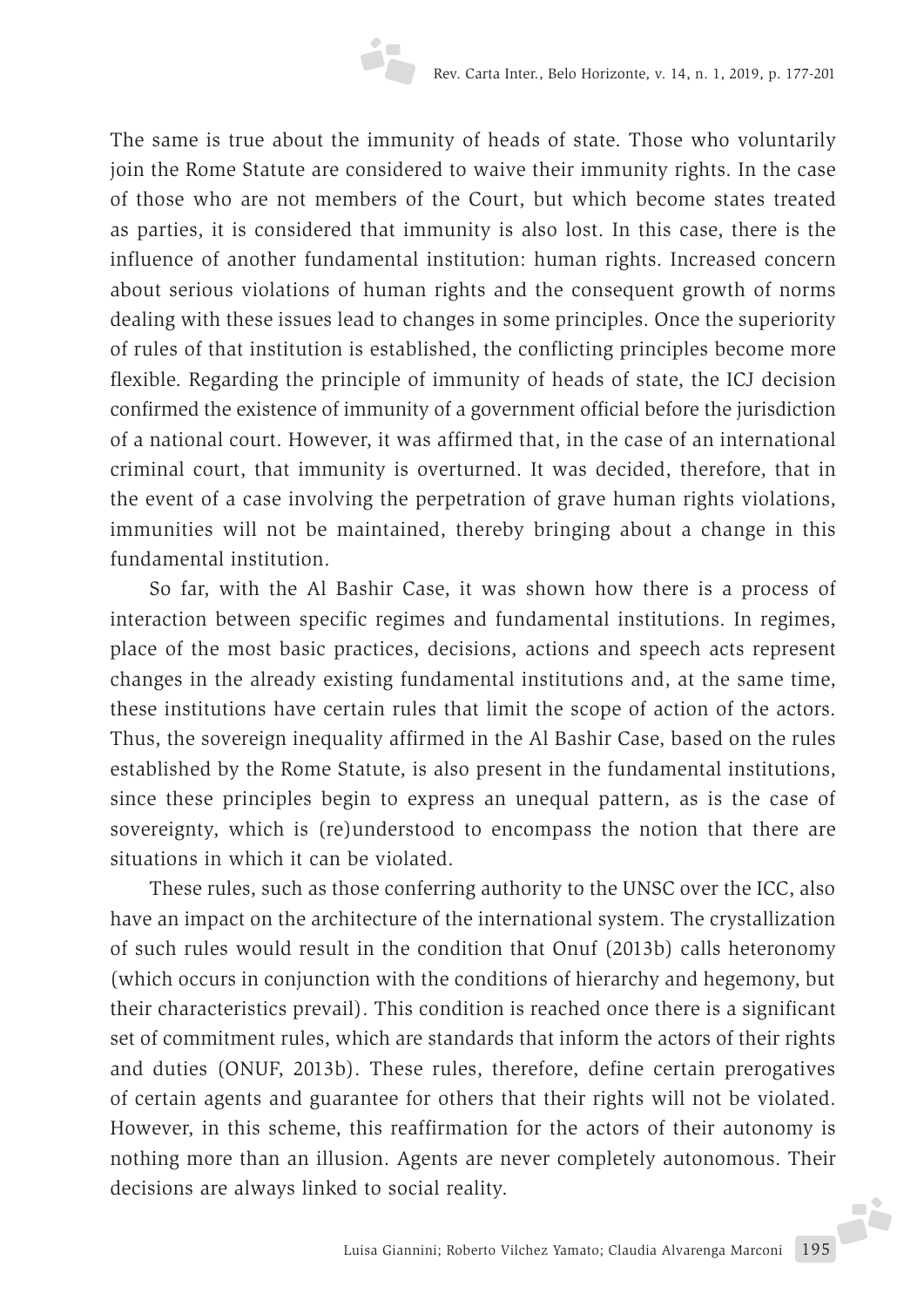The same is true about the immunity of heads of state. Those who voluntarily join the Rome Statute are considered to waive their immunity rights. In the case of those who are not members of the Court, but which become states treated as parties, it is considered that immunity is also lost. In this case, there is the influence of another fundamental institution: human rights. Increased concern about serious violations of human rights and the consequent growth of norms dealing with these issues lead to changes in some principles. Once the superiority of rules of that institution is established, the conflicting principles become more flexible. Regarding the principle of immunity of heads of state, the ICJ decision confirmed the existence of immunity of a government official before the jurisdiction of a national court. However, it was affirmed that, in the case of an international criminal court, that immunity is overturned. It was decided, therefore, that in the event of a case involving the perpetration of grave human rights violations, immunities will not be maintained, thereby bringing about a change in this fundamental institution.

So far, with the Al Bashir Case, it was shown how there is a process of interaction between specific regimes and fundamental institutions. In regimes, place of the most basic practices, decisions, actions and speech acts represent changes in the already existing fundamental institutions and, at the same time, these institutions have certain rules that limit the scope of action of the actors. Thus, the sovereign inequality affirmed in the Al Bashir Case, based on the rules established by the Rome Statute, is also present in the fundamental institutions, since these principles begin to express an unequal pattern, as is the case of sovereignty, which is (re)understood to encompass the notion that there are situations in which it can be violated.

These rules, such as those conferring authority to the UNSC over the ICC, also have an impact on the architecture of the international system. The crystallization of such rules would result in the condition that Onuf (2013b) calls heteronomy (which occurs in conjunction with the conditions of hierarchy and hegemony, but their characteristics prevail). This condition is reached once there is a significant set of commitment rules, which are standards that inform the actors of their rights and duties (ONUF, 2013b). These rules, therefore, define certain prerogatives of certain agents and guarantee for others that their rights will not be violated. However, in this scheme, this reaffirmation for the actors of their autonomy is nothing more than an illusion. Agents are never completely autonomous. Their decisions are always linked to social reality.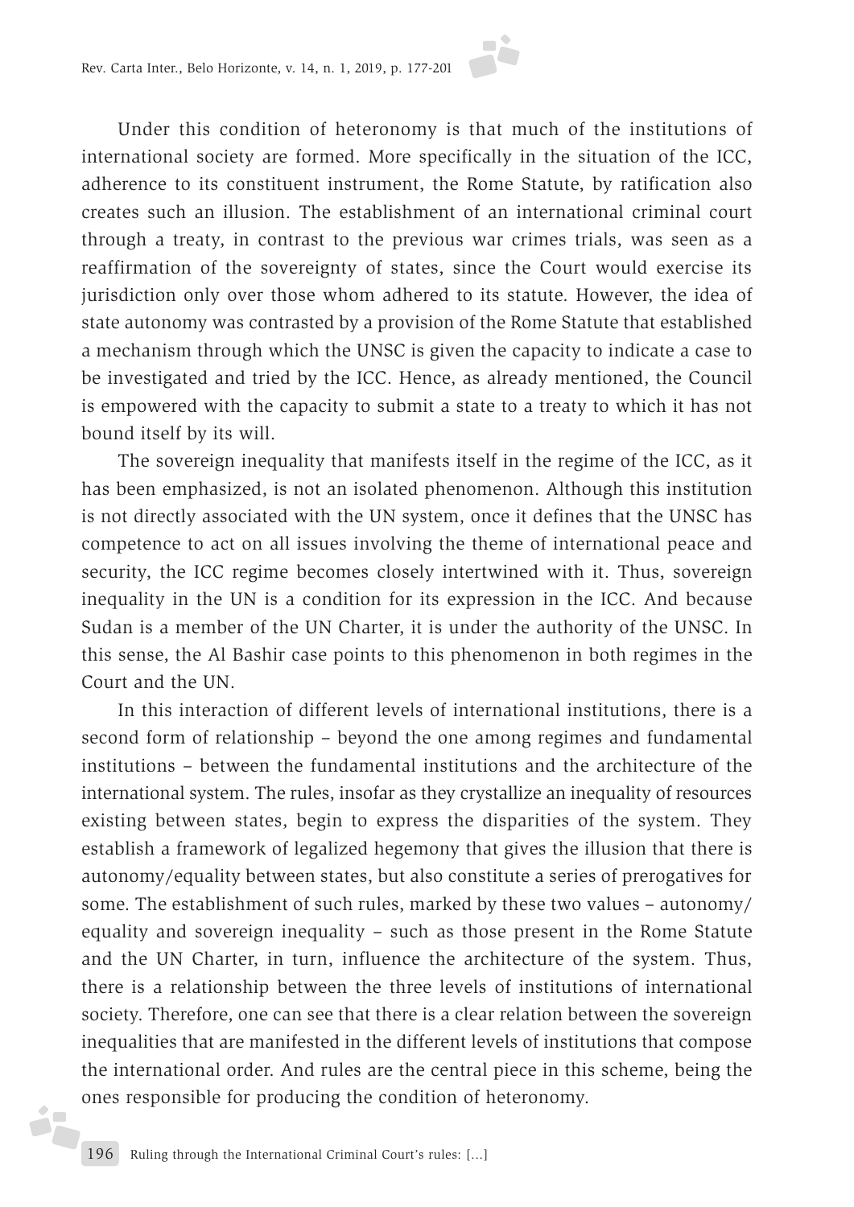Under this condition of heteronomy is that much of the institutions of international society are formed. More specifically in the situation of the ICC, adherence to its constituent instrument, the Rome Statute, by ratification also creates such an illusion. The establishment of an international criminal court through a treaty, in contrast to the previous war crimes trials, was seen as a reaffirmation of the sovereignty of states, since the Court would exercise its jurisdiction only over those whom adhered to its statute. However, the idea of state autonomy was contrasted by a provision of the Rome Statute that established a mechanism through which the UNSC is given the capacity to indicate a case to be investigated and tried by the ICC. Hence, as already mentioned, the Council is empowered with the capacity to submit a state to a treaty to which it has not bound itself by its will.

The sovereign inequality that manifests itself in the regime of the ICC, as it has been emphasized, is not an isolated phenomenon. Although this institution is not directly associated with the UN system, once it defines that the UNSC has competence to act on all issues involving the theme of international peace and security, the ICC regime becomes closely intertwined with it. Thus, sovereign inequality in the UN is a condition for its expression in the ICC. And because Sudan is a member of the UN Charter, it is under the authority of the UNSC. In this sense, the Al Bashir case points to this phenomenon in both regimes in the Court and the UN.

In this interaction of different levels of international institutions, there is a second form of relationship – beyond the one among regimes and fundamental institutions – between the fundamental institutions and the architecture of the international system. The rules, insofar as they crystallize an inequality of resources existing between states, begin to express the disparities of the system. They establish a framework of legalized hegemony that gives the illusion that there is autonomy/equality between states, but also constitute a series of prerogatives for some. The establishment of such rules, marked by these two values – autonomy/equality and sovereign inequality – such as those present in the Rome Statute and the UN Charter, in turn, influence the architecture of the system. Thus, there is a relationship between the three levels of institutions of international society. Therefore, one can see that there is a clear relation between the sovereign inequalities that are manifested in the different levels of institutions that compose the international order. And rules are the central piece in this scheme, being the ones responsible for producing the condition of heteronomy.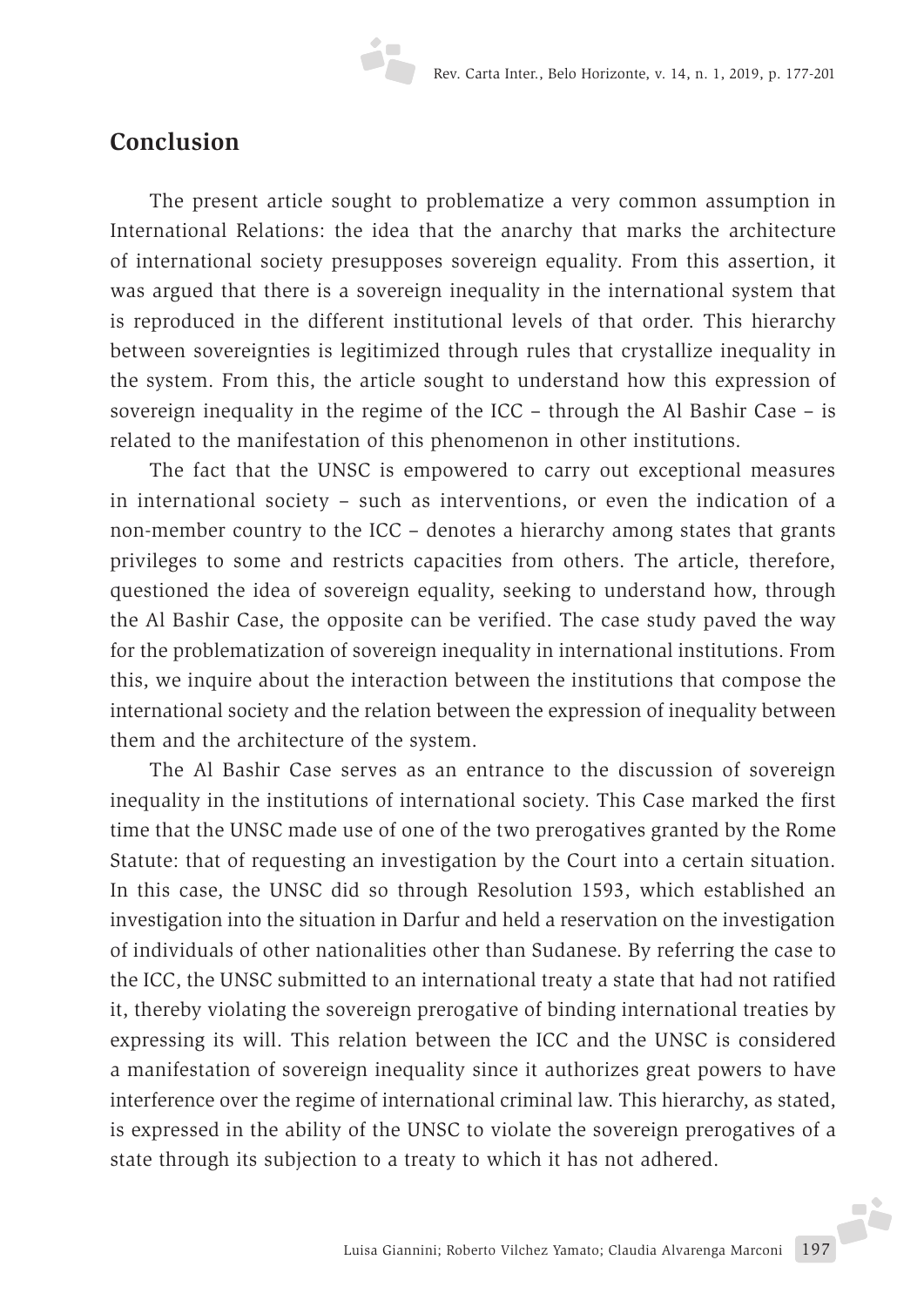## Conclusion

The present article sought to problematize a very common assumption in International Relations: the idea that the anarchy that marks the architecture of international society presupposes sovereign equality. From this assertion, it was argued that there is a sovereign inequality in the international system that is reproduced in the different institutional levels of that order. This hierarchy between sovereignties is legitimized through rules that crystallize inequality in the system. From this, the article sought to understand how this expression of sovereign inequality in the regime of the ICC – through the Al Bashir Case – is related to the manifestation of this phenomenon in other institutions.

The fact that the UNSC is empowered to carry out exceptional measures in international society – such as interventions, or even the indication of a non-member country to the ICC – denotes a hierarchy among states that grants privileges to some and restricts capacities from others. The article, therefore, questioned the idea of sovereign equality, seeking to understand how, through the Al Bashir Case, the opposite can be verified. The case study paved the way for the problematization of sovereign inequality in international institutions. From this, we inquire about the interaction between the institutions that compose the international society and the relation between the expression of inequality between them and the architecture of the system.

The Al Bashir Case serves as an entrance to the discussion of sovereign inequality in the institutions of international society. This Case marked the first time that the UNSC made use of one of the two prerogatives granted by the Rome Statute: that of requesting an investigation by the Court into a certain situation. In this case, the UNSC did so through Resolution 1593, which established an investigation into the situation in Darfur and held a reservation on the investigation of individuals of other nationalities other than Sudanese. By referring the case to the ICC, the UNSC submitted to an international treaty a state that had not ratified it, thereby violating the sovereign prerogative of binding international treaties by expressing its will. This relation between the ICC and the UNSC is considered a manifestation of sovereign inequality since it authorizes great powers to have interference over the regime of international criminal law. This hierarchy, as stated, is expressed in the ability of the UNSC to violate the sovereign prerogatives of a state through its subjection to a treaty to which it has not adhered.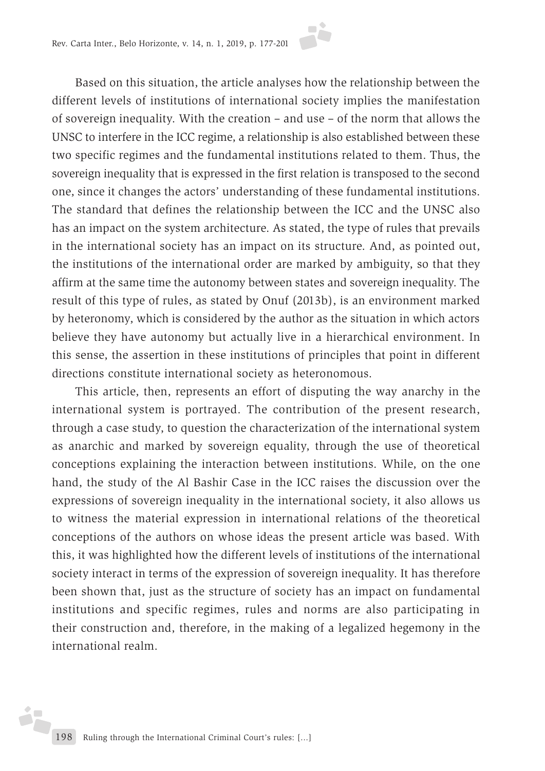Based on this situation, the article analyses how the relationship between the different levels of institutions of international society implies the manifestation of sovereign inequality. With the creation – and use – of the norm that allows the UNSC to interfere in the ICC regime, a relationship is also established between these two specific regimes and the fundamental institutions related to them. Thus, the sovereign inequality that is expressed in the first relation is transposed to the second one, since it changes the actors' understanding of these fundamental institutions. The standard that defines the relationship between the ICC and the UNSC also has an impact on the system architecture. As stated, the type of rules that prevails in the international society has an impact on its structure. And, as pointed out, the institutions of the international order are marked by ambiguity, so that they affirm at the same time the autonomy between states and sovereign inequality. The result of this type of rules, as stated by Onuf (2013b), is an environment marked by heteronomy, which is considered by the author as the situation in which actors believe they have autonomy but actually live in a hierarchical environment. In this sense, the assertion in these institutions of principles that point in different directions constitute international society as heteronomous.

This article, then, represents an effort of disputing the way anarchy in the international system is portrayed. The contribution of the present research, through a case study, to question the characterization of the international system as anarchic and marked by sovereign equality, through the use of theoretical conceptions explaining the interaction between institutions. While, on the one hand, the study of the Al Bashir Case in the ICC raises the discussion over the expressions of sovereign inequality in the international society, it also allows us to witness the material expression in international relations of the theoretical conceptions of the authors on whose ideas the present article was based. With this, it was highlighted how the different levels of institutions of the international society interact in terms of the expression of sovereign inequality. It has therefore been shown that, just as the structure of society has an impact on fundamental institutions and specific regimes, rules and norms are also participating in their construction and, therefore, in the making of a legalized hegemony in the international realm.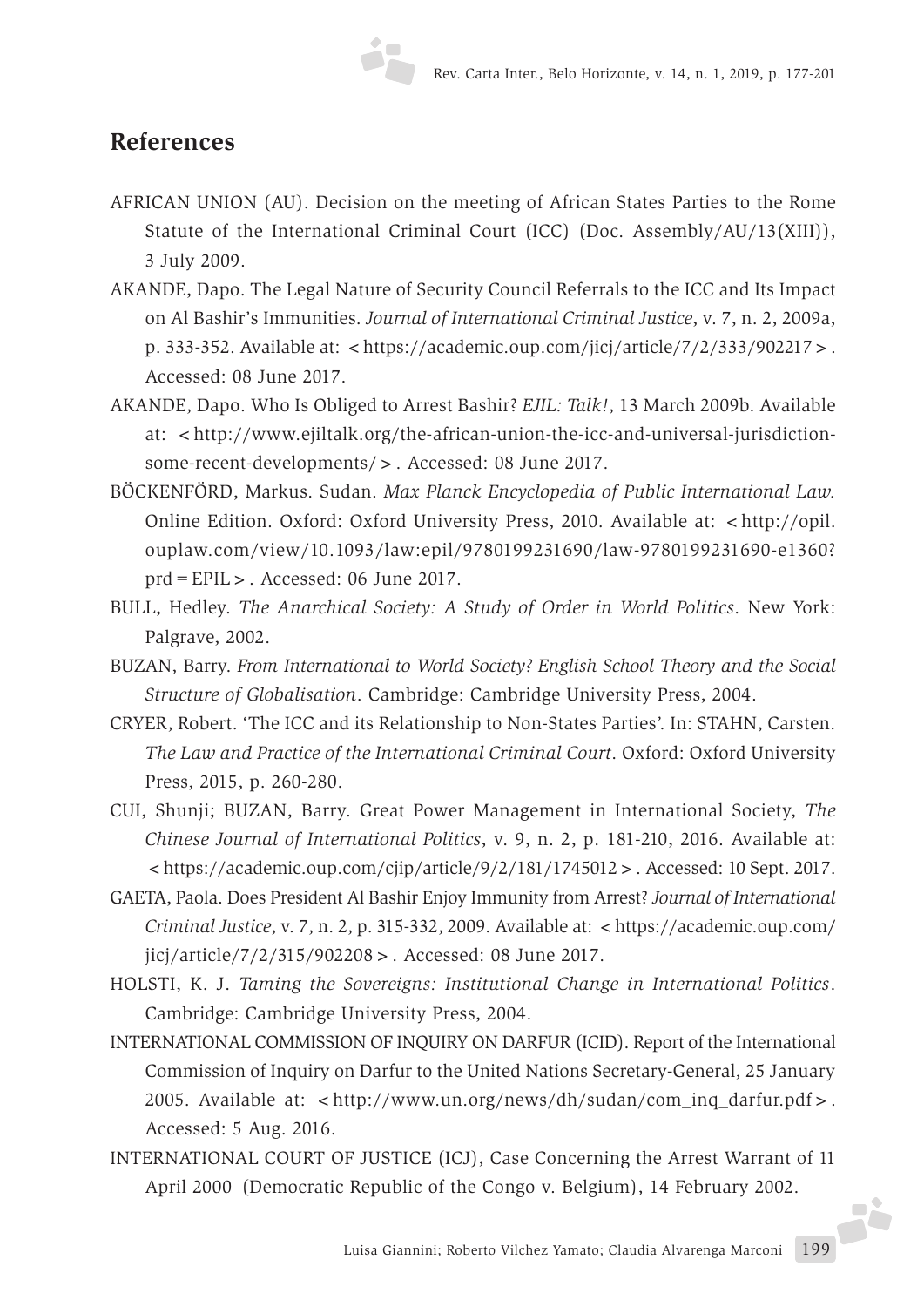## References

AFRICAN UNION (AU). Decision on the meeting of African States Parties to the Rome Statute of the International Criminal Court (ICC) (Doc. Assembly/AU/13(XIII)), 3 July 2009.

AKANDE, Dapo. The Legal Nature of Security Council Referrals to the ICC and Its Impact on Al Bashir's Immunities. *Journal of International Criminal Justice*, v. 7, n. 2, 2009a, p. 333-352. Available at: <https://academic.oup.com/jicj/article/7/2/333/902217>. Accessed: 08 June 2017.

AKANDE, Dapo. Who Is Obliged to Arrest Bashir? *EJIL: Talk!*, 13 March 2009b. Available at: <http://www.ejiltalk.org/the-african-union-the-icc-and-universal-jurisdiction-some-recent-developments/>. Accessed: 08 June 2017.

BÖCKENFÖRD, Markus. Sudan. *Max Planck Encyclopedia of Public International Law.* Online Edition. Oxford: Oxford University Press, 2010. Available at: <http://opil.ouplaw.com/view/10.1093/law:epil/9780199231690/law-9780199231690-e1360?prd=EPIL>. Accessed: 06 June 2017.

BULL, Hedley. *The Anarchical Society: A Study of Order in World Politics*. New York: Palgrave, 2002.

BUZAN, Barry. *From International to World Society? English School Theory and the Social Structure of Globalisation*. Cambridge: Cambridge University Press, 2004.

CRYER, Robert. 'The ICC and its Relationship to Non-States Parties'. In: STAHN, Carsten. *The Law and Practice of the International Criminal Court*. Oxford: Oxford University Press, 2015, p. 260-280.

CUI, Shunji; BUZAN, Barry. Great Power Management in International Society, *The Chinese Journal of International Politics*, v. 9, n. 2, p. 181-210, 2016. Available at: <https://academic.oup.com/cjip/article/9/2/181/1745012>. Accessed: 10 Sept. 2017.

GAETA, Paola. Does President Al Bashir Enjoy Immunity from Arrest? *Journal of International Criminal Justice*, v. 7, n. 2, p. 315-332, 2009. Available at: <https://academic.oup.com/jicj/article/7/2/315/902208>. Accessed: 08 June 2017.

HOLSTI, K. J. *Taming the Sovereigns: Institutional Change in International Politics*. Cambridge: Cambridge University Press, 2004.

INTERNATIONAL COMMISSION OF INQUIRY ON DARFUR (ICID). Report of the International Commission of Inquiry on Darfur to the United Nations Secretary-General, 25 January 2005. Available at: <http://www.un.org/news/dh/sudan/com_inq_darfur.pdf>. Accessed: 5 Aug. 2016.

INTERNATIONAL COURT OF JUSTICE (ICJ), Case Concerning the Arrest Warrant of 11 April 2000 (Democratic Republic of the Congo v. Belgium), 14 February 2002.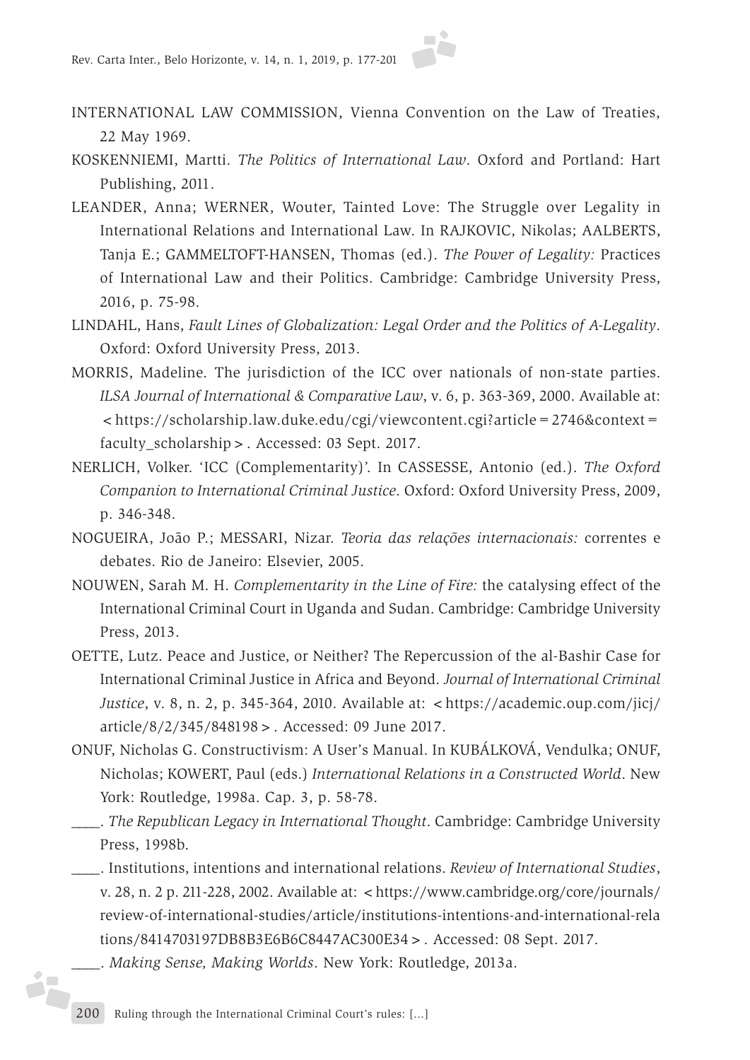INTERNATIONAL LAW COMMISSION, Vienna Convention on the Law of Treaties, 22 May 1969.

KOSKENNIEMI, Martti. *The Politics of International Law*. Oxford and Portland: Hart Publishing, 2011.

LEANDER, Anna; WERNER, Wouter, Tainted Love: The Struggle over Legality in International Relations and International Law. In RAJKOVIC, Nikolas; AALBERTS, Tanja E.; GAMMELTOFT-HANSEN, Thomas (ed.). *The Power of Legality:* Practices of International Law and their Politics. Cambridge: Cambridge University Press, 2016, p. 75-98.

LINDAHL, Hans, *Fault Lines of Globalization: Legal Order and the Politics of A-Legality*. Oxford: Oxford University Press, 2013.

MORRIS, Madeline. The jurisdiction of the ICC over nationals of non-state parties. *ILSA Journal of International & Comparative Law*, v. 6, p. 363-369, 2000. Available at: <https://scholarship.law.duke.edu/cgi/viewcontent.cgi?article=2746&context=faculty_scholarship>. Accessed: 03 Sept. 2017.

NERLICH, Volker. 'ICC (Complementarity)'. In CASSESSE, Antonio (ed.). *The Oxford Companion to International Criminal Justice*. Oxford: Oxford University Press, 2009, p. 346-348.

NOGUEIRA, João P.; MESSARI, Nizar. *Teoria das relações internacionais:* correntes e debates. Rio de Janeiro: Elsevier, 2005.

NOUWEN, Sarah M. H. *Complementarity in the Line of Fire:* the catalysing effect of the International Criminal Court in Uganda and Sudan. Cambridge: Cambridge University Press, 2013.

OETTE, Lutz. Peace and Justice, or Neither? The Repercussion of the al-Bashir Case for International Criminal Justice in Africa and Beyond. *Journal of International Criminal Justice*, v. 8, n. 2, p. 345-364, 2010. Available at: <https://academic.oup.com/jicj/article/8/2/345/848198>. Accessed: 09 June 2017.

ONUF, Nicholas G. Constructivism: A User's Manual. In KUBÁLKOVÁ, Vendulka; ONUF, Nicholas; KOWERT, Paul (eds.) *International Relations in a Constructed World*. New York: Routledge, 1998a. Cap. 3, p. 58-78.

____. *The Republican Legacy in International Thought*. Cambridge: Cambridge University Press, 1998b.

____. Institutions, intentions and international relations. *Review of International Studies*, v. 28, n. 2 p. 211-228, 2002. Available at: <https://www.cambridge.org/core/journals/review-of-international-studies/article/institutions-intentions-and-international-relations/8414703197DB8B3E6B6C8447AC300E34>. Accessed: 08 Sept. 2017.

____. *Making Sense, Making Worlds*. New York: Routledge, 2013a.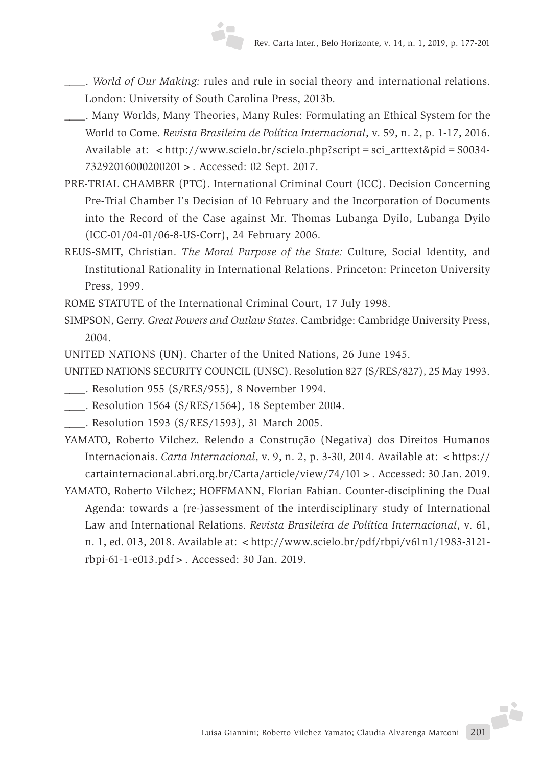\_\_\_\_. *World of Our Making:* rules and rule in social theory and international relations. London: University of South Carolina Press, 2013b.

\_\_\_\_. Many Worlds, Many Theories, Many Rules: Formulating an Ethical System for the World to Come. *Revista Brasileira de Política Internacional*, v. 59, n. 2, p. 1-17, 2016. Available at: <http://www.scielo.br/scielo.php?script=sci_arttext&pid=S0034-73292016000200201>. Accessed: 02 Sept. 2017.

PRE-TRIAL CHAMBER (PTC). International Criminal Court (ICC). Decision Concerning Pre-Trial Chamber I's Decision of 10 February and the Incorporation of Documents into the Record of the Case against Mr. Thomas Lubanga Dyilo, Lubanga Dyilo (ICC-01/04-01/06-8-US-Corr), 24 February 2006.

REUS-SMIT, Christian. *The Moral Purpose of the State:* Culture, Social Identity, and Institutional Rationality in International Relations. Princeton: Princeton University Press, 1999.

ROME STATUTE of the International Criminal Court, 17 July 1998.

SIMPSON, Gerry. *Great Powers and Outlaw States*. Cambridge: Cambridge University Press, 2004.

UNITED NATIONS (UN). Charter of the United Nations, 26 June 1945.

UNITED NATIONS SECURITY COUNCIL (UNSC). Resolution 827 (S/RES/827), 25 May 1993.

\_\_\_\_. Resolution 955 (S/RES/955), 8 November 1994.

\_\_\_\_. Resolution 1564 (S/RES/1564), 18 September 2004.

\_\_\_\_. Resolution 1593 (S/RES/1593), 31 March 2005.

YAMATO, Roberto Vilchez. Relendo a Construção (Negativa) dos Direitos Humanos Internacionais. *Carta Internacional*, v. 9, n. 2, p. 3-30, 2014. Available at: <https://cartainternacional.abri.org.br/Carta/article/view/74/101>. Accessed: 30 Jan. 2019.

YAMATO, Roberto Vilchez; HOFFMANN, Florian Fabian. Counter-disciplining the Dual Agenda: towards a (re-)assessment of the interdisciplinary study of International Law and International Relations. *Revista Brasileira de Política Internacional*, v. 61, n. 1, ed. 013, 2018. Available at: <http://www.scielo.br/pdf/rbpi/v61n1/1983-3121-rbpi-61-1-e013.pdf>. Accessed: 30 Jan. 2019.